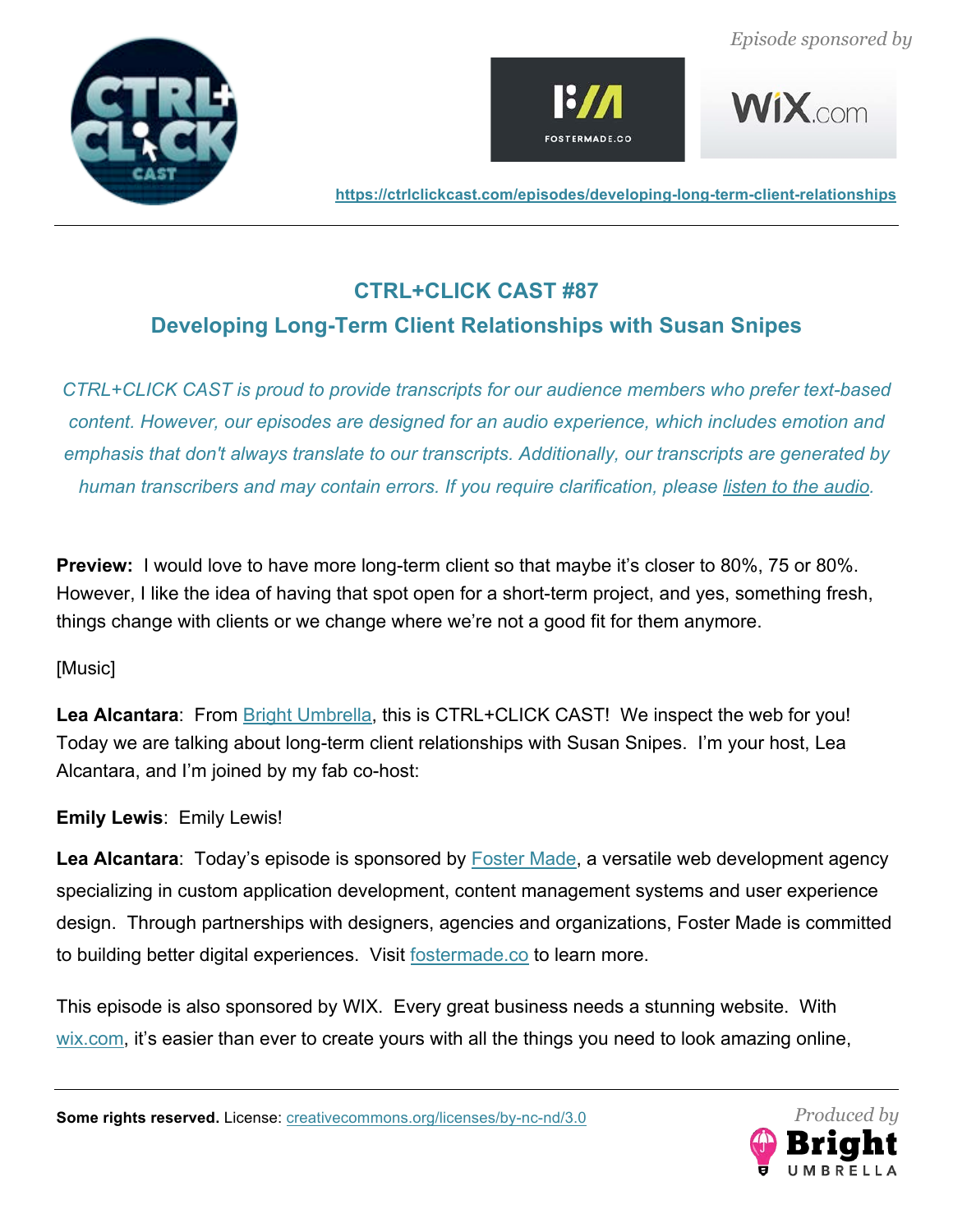*Episode sponsored by*

https://ctrlclickcast.com/episodes/developing-long-term-client-relationships

# CTRL+CLICK CAST #87

## Developing Long-Term Client Relationships with Susan Snipes

*CTRL+CLICK CAST is proud to provide transcripts for our audience members who prefer text-based content. However, our episodes are designed for an audio experience, which includes emotion and emphasis that don't always translate to our transcripts. Additionally, our transcripts are generated by human transcribers and may contain errors. If you require clarification, please listen to the audio.*

**Preview:** I would love to have more long-term client so that maybe it's closer to 80%, 75 or 80%. However, I like the idea of having that spot open for a short-term project, and yes, something fresh, things change with clients or we change where we're not a good fit for them anymore.

[Music]

**Lea Alcantara**: From Bright Umbrella, this is CTRL+CLICK CAST! We inspect the web for you! Today we are talking about long-term client relationships with Susan Snipes. I'm your host, Lea Alcantara, and I'm joined by my fab co-host:

**Emily Lewis**: Emily Lewis!

**Lea Alcantara**: Today's episode is sponsored by Foster Made, a versatile web development agency specializing in custom application development, content management systems and user experience design. Through partnerships with designers, agencies and organizations, Foster Made is committed to building better digital experiences. Visit fostermade.co to learn more.

This episode is also sponsored by WIX. Every great business needs a stunning website. With wix.com, it's easier than ever to create yours with all the things you need to look amazing online,

**Some rights reserved.** License: creativecommons.org/licenses/by-nc-nd/3.0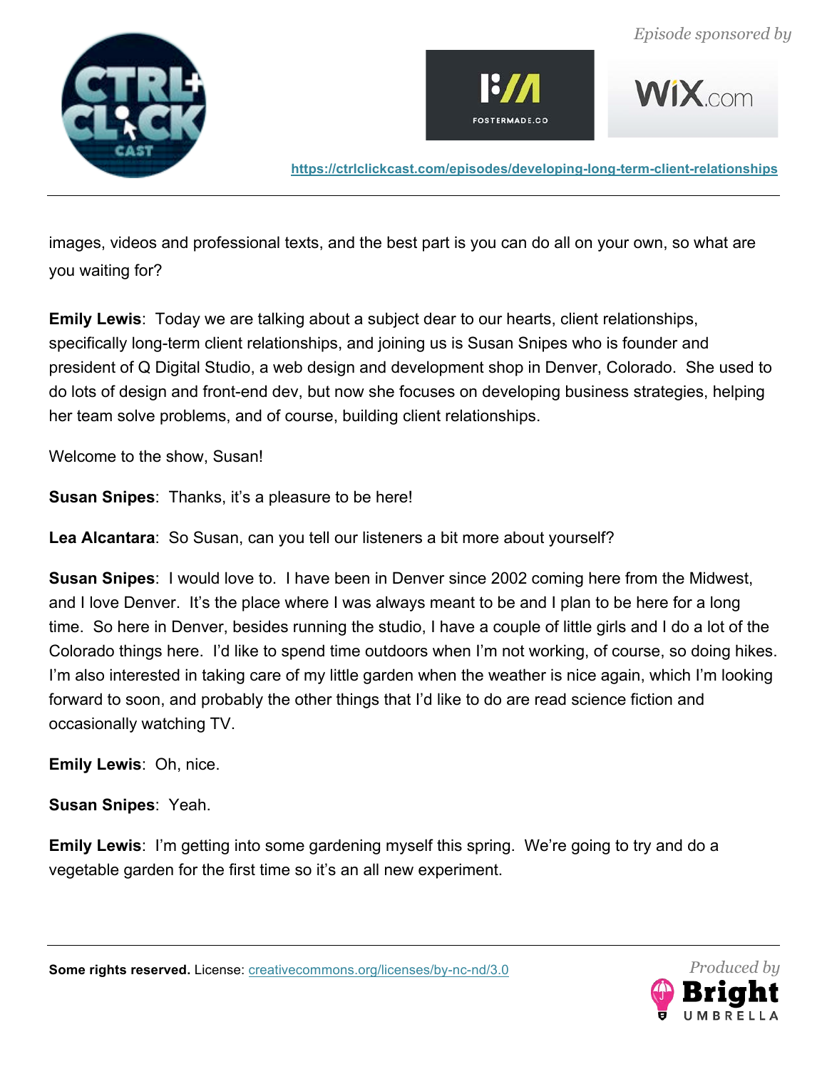images, videos and professional texts, and the best part is you can do all on your own, so what are you waiting for?

**Emily Lewis**: Today we are talking about a subject dear to our hearts, client relationships, specifically long-term client relationships, and joining us is Susan Snipes who is founder and president of Q Digital Studio, a web design and development shop in Denver, Colorado. She used to do lots of design and front-end dev, but now she focuses on developing business strategies, helping her team solve problems, and of course, building client relationships.

Welcome to the show, Susan!

**Susan Snipes**: Thanks, it's a pleasure to be here!

**Lea Alcantara**: So Susan, can you tell our listeners a bit more about yourself?

**Susan Snipes**: I would love to. I have been in Denver since 2002 coming here from the Midwest, and I love Denver. It's the place where I was always meant to be and I plan to be here for a long time. So here in Denver, besides running the studio, I have a couple of little girls and I do a lot of the Colorado things here. I'd like to spend time outdoors when I'm not working, of course, so doing hikes. I'm also interested in taking care of my little garden when the weather is nice again, which I'm looking forward to soon, and probably the other things that I'd like to do are read science fiction and occasionally watching TV.

**Emily Lewis**: Oh, nice.

**Susan Snipes**: Yeah.

**Emily Lewis**: I'm getting into some gardening myself this spring. We're going to try and do a vegetable garden for the first time so it's an all new experiment.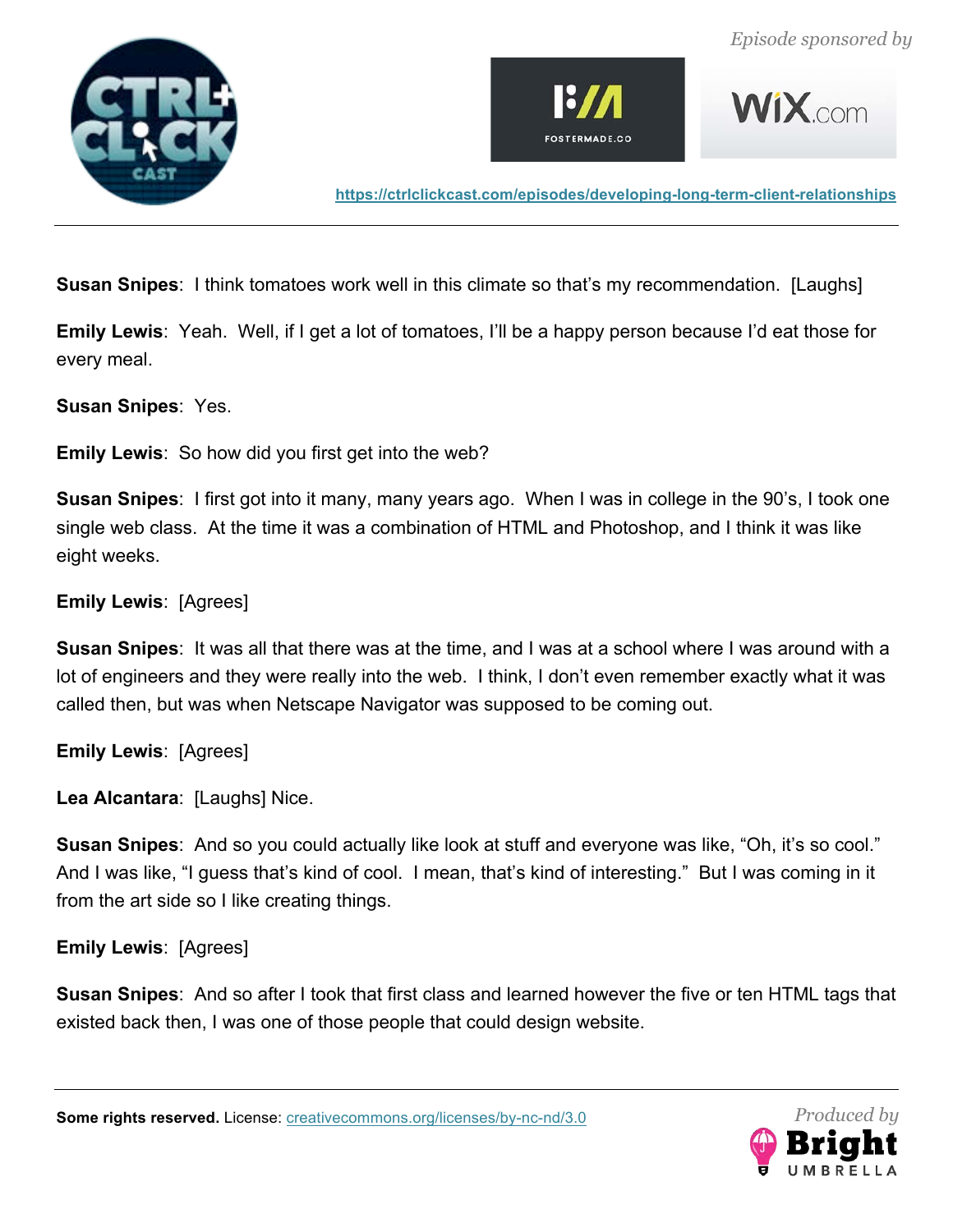**Susan Snipes**: I think tomatoes work well in this climate so that's my recommendation. [Laughs]

**Emily Lewis**: Yeah. Well, if I get a lot of tomatoes, I'll be a happy person because I'd eat those for every meal.

**Susan Snipes**: Yes.

**Emily Lewis**: So how did you first get into the web?

**Susan Snipes**: I first got into it many, many years ago. When I was in college in the 90's, I took one single web class. At the time it was a combination of HTML and Photoshop, and I think it was like eight weeks.

**Emily Lewis**: [Agrees]

**Susan Snipes**: It was all that there was at the time, and I was at a school where I was around with a lot of engineers and they were really into the web. I think, I don't even remember exactly what it was called then, but was when Netscape Navigator was supposed to be coming out.

**Emily Lewis**: [Agrees]

**Lea Alcantara**: [Laughs] Nice.

**Susan Snipes**: And so you could actually like look at stuff and everyone was like, "Oh, it's so cool." And I was like, "I guess that's kind of cool. I mean, that's kind of interesting." But I was coming in it from the art side so I like creating things.

**Emily Lewis**: [Agrees]

**Susan Snipes**: And so after I took that first class and learned however the five or ten HTML tags that existed back then, I was one of those people that could design website.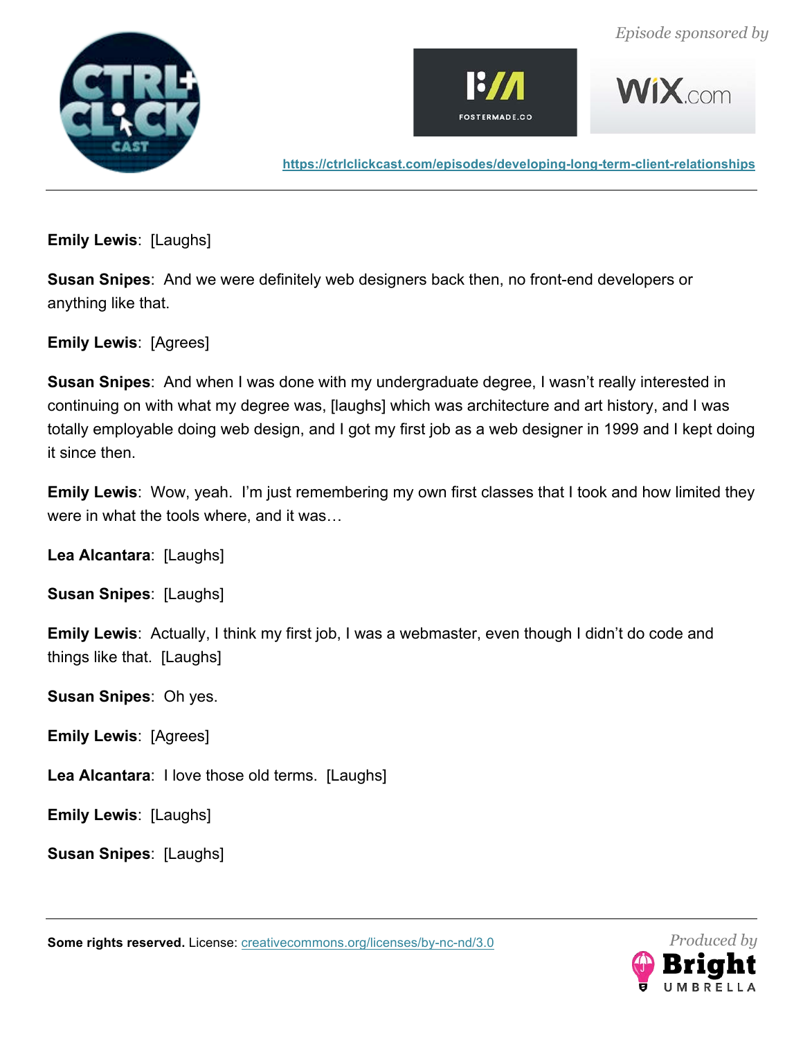**Emily Lewis**: [Laughs]

**Susan Snipes**: And we were definitely web designers back then, no front-end developers or anything like that.

**Emily Lewis**: [Agrees]

**Susan Snipes**: And when I was done with my undergraduate degree, I wasn't really interested in continuing on with what my degree was, [laughs] which was architecture and art history, and I was totally employable doing web design, and I got my first job as a web designer in 1999 and I kept doing it since then.

**Emily Lewis**: Wow, yeah. I'm just remembering my own first classes that I took and how limited they were in what the tools where, and it was…

**Lea Alcantara**: [Laughs]

**Susan Snipes**: [Laughs]

**Emily Lewis**: Actually, I think my first job, I was a webmaster, even though I didn't do code and things like that. [Laughs]

**Susan Snipes**: Oh yes.

**Emily Lewis**: [Agrees]

**Lea Alcantara**: I love those old terms. [Laughs]

**Emily Lewis**: [Laughs]

**Susan Snipes**: [Laughs]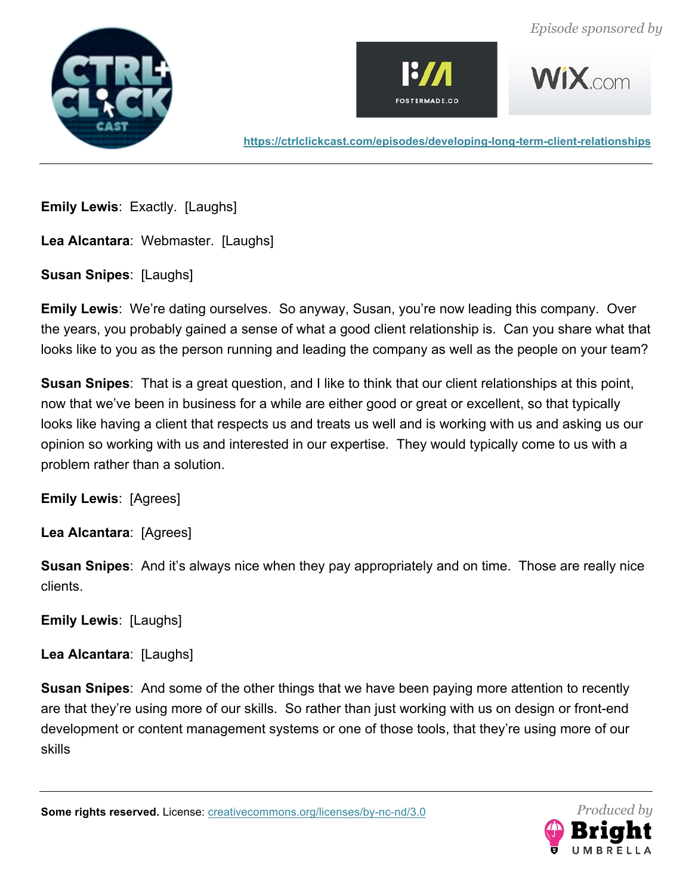**Emily Lewis**: Exactly. [Laughs]

**Lea Alcantara**: Webmaster. [Laughs]

**Susan Snipes**: [Laughs]

**Emily Lewis**: We're dating ourselves. So anyway, Susan, you're now leading this company. Over the years, you probably gained a sense of what a good client relationship is. Can you share what that looks like to you as the person running and leading the company as well as the people on your team?

**Susan Snipes**: That is a great question, and I like to think that our client relationships at this point, now that we've been in business for a while are either good or great or excellent, so that typically looks like having a client that respects us and treats us well and is working with us and asking us our opinion so working with us and interested in our expertise. They would typically come to us with a problem rather than a solution.

**Emily Lewis**: [Agrees]

**Lea Alcantara**: [Agrees]

**Susan Snipes**: And it's always nice when they pay appropriately and on time. Those are really nice clients.

**Emily Lewis**: [Laughs]

**Lea Alcantara**: [Laughs]

**Susan Snipes**: And some of the other things that we have been paying more attention to recently are that they're using more of our skills. So rather than just working with us on design or front-end development or content management systems or one of those tools, that they're using more of our skills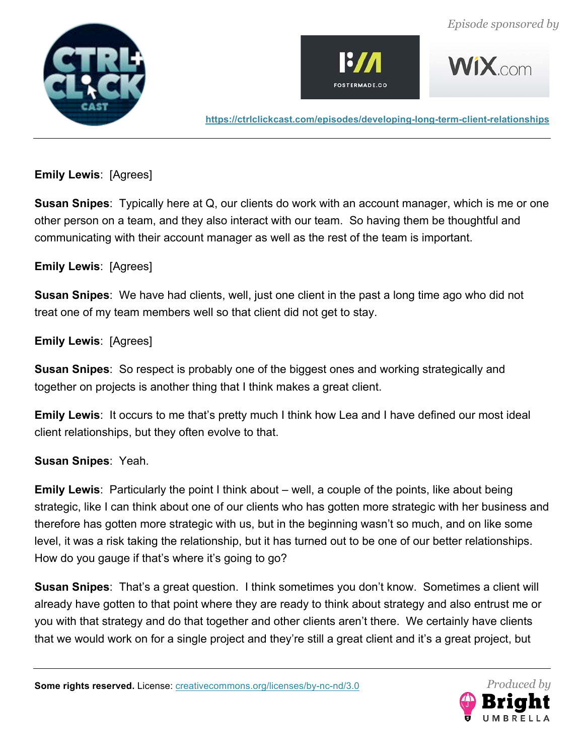**Emily Lewis**: [Agrees]

**Susan Snipes**: Typically here at Q, our clients do work with an account manager, which is me or one other person on a team, and they also interact with our team. So having them be thoughtful and communicating with their account manager as well as the rest of the team is important.

**Emily Lewis**: [Agrees]

**Susan Snipes**: We have had clients, well, just one client in the past a long time ago who did not treat one of my team members well so that client did not get to stay.

**Emily Lewis**: [Agrees]

**Susan Snipes**: So respect is probably one of the biggest ones and working strategically and together on projects is another thing that I think makes a great client.

**Emily Lewis**: It occurs to me that's pretty much I think how Lea and I have defined our most ideal client relationships, but they often evolve to that.

**Susan Snipes**: Yeah.

**Emily Lewis**: Particularly the point I think about – well, a couple of the points, like about being strategic, like I can think about one of our clients who has gotten more strategic with her business and therefore has gotten more strategic with us, but in the beginning wasn't so much, and on like some level, it was a risk taking the relationship, but it has turned out to be one of our better relationships. How do you gauge if that's where it's going to go?

**Susan Snipes**: That's a great question. I think sometimes you don't know. Sometimes a client will already have gotten to that point where they are ready to think about strategy and also entrust me or you with that strategy and do that together and other clients aren't there. We certainly have clients that we would work on for a single project and they're still a great client and it's a great project, but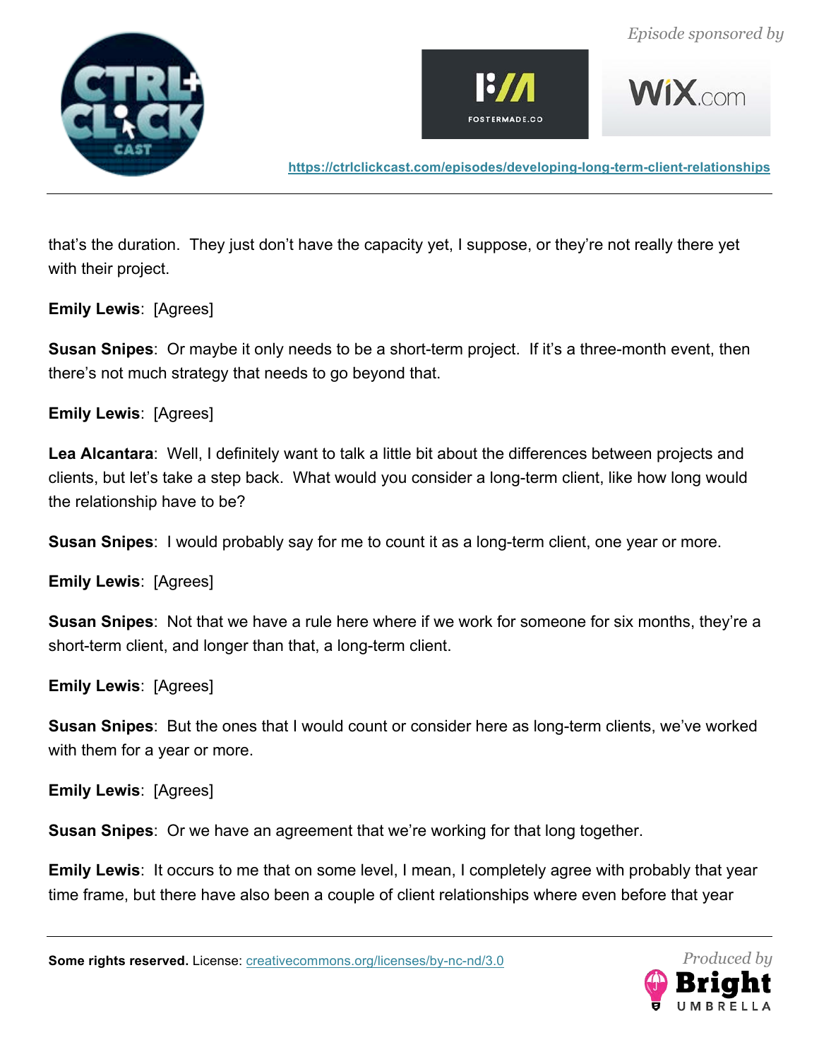that's the duration.  They just don't have the capacity yet, I suppose, or they're not really there yet with their project.

**Emily Lewis**:  [Agrees]

**Susan Snipes**:  Or maybe it only needs to be a short-term project.  If it's a three-month event, then there's not much strategy that needs to go beyond that.

**Emily Lewis**:  [Agrees]

**Lea Alcantara**:  Well, I definitely want to talk a little bit about the differences between projects and clients, but let's take a step back.  What would you consider a long-term client, like how long would the relationship have to be?

**Susan Snipes**:  I would probably say for me to count it as a long-term client, one year or more.

**Emily Lewis**:  [Agrees]

**Susan Snipes**:  Not that we have a rule here where if we work for someone for six months, they're a short-term client, and longer than that, a long-term client.

**Emily Lewis**:  [Agrees]

**Susan Snipes**:  But the ones that I would count or consider here as long-term clients, we've worked with them for a year or more.

**Emily Lewis**:  [Agrees]

**Susan Snipes**:  Or we have an agreement that we're working for that long together.

**Emily Lewis**:  It occurs to me that on some level, I mean, I completely agree with probably that year time frame, but there have also been a couple of client relationships where even before that year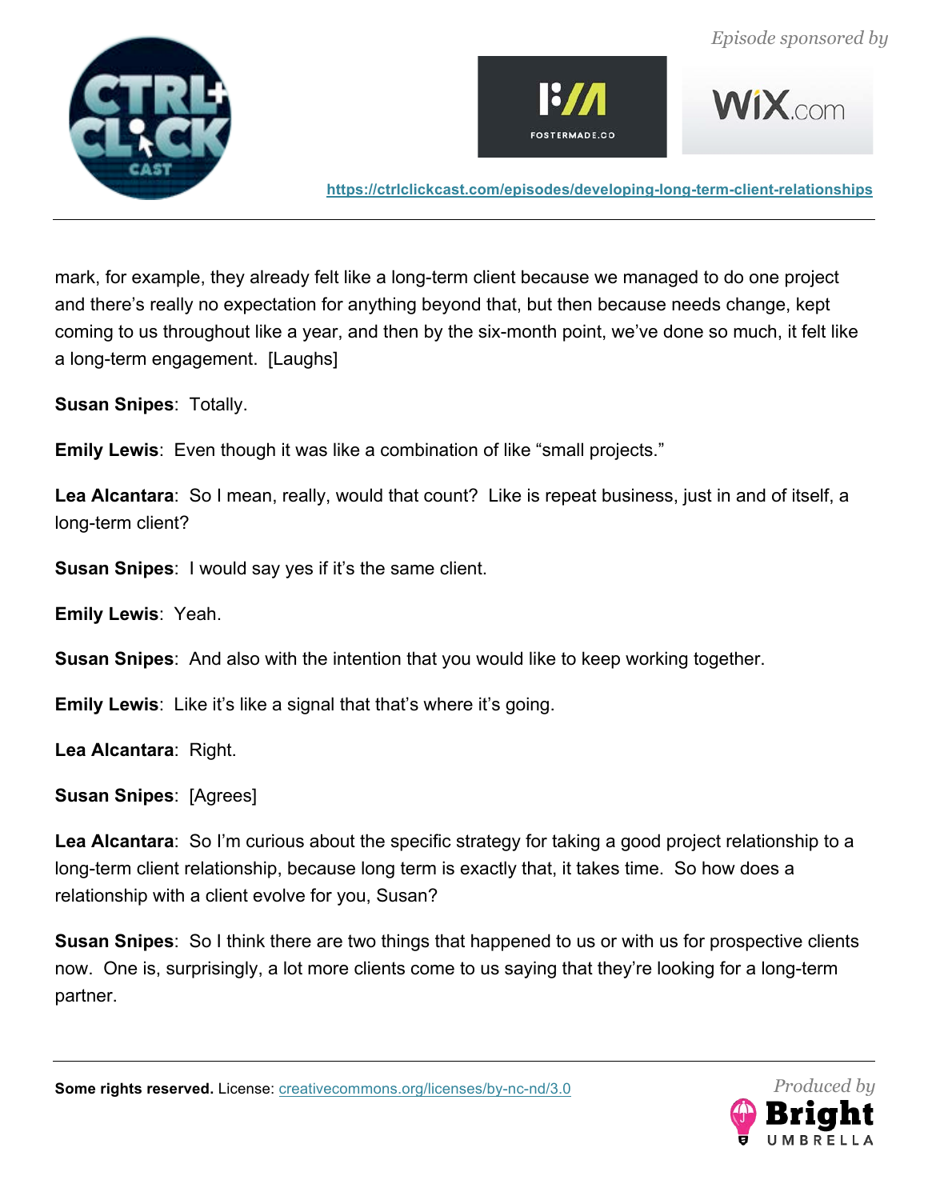mark, for example, they already felt like a long-term client because we managed to do one project and there's really no expectation for anything beyond that, but then because needs change, kept coming to us throughout like a year, and then by the six-month point, we've done so much, it felt like a long-term engagement. [Laughs]

**Susan Snipes**: Totally.

**Emily Lewis**: Even though it was like a combination of like "small projects."

**Lea Alcantara**: So I mean, really, would that count? Like is repeat business, just in and of itself, a long-term client?

**Susan Snipes**: I would say yes if it's the same client.

**Emily Lewis**: Yeah.

**Susan Snipes**: And also with the intention that you would like to keep working together.

**Emily Lewis**: Like it's like a signal that that's where it's going.

**Lea Alcantara**: Right.

**Susan Snipes**: [Agrees]

**Lea Alcantara**: So I'm curious about the specific strategy for taking a good project relationship to a long-term client relationship, because long term is exactly that, it takes time. So how does a relationship with a client evolve for you, Susan?

**Susan Snipes**: So I think there are two things that happened to us or with us for prospective clients now. One is, surprisingly, a lot more clients come to us saying that they're looking for a long-term partner.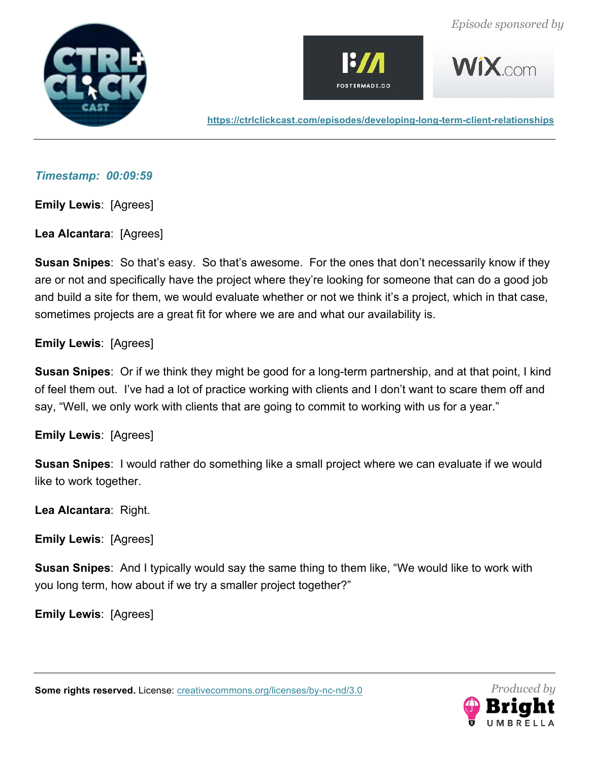*Timestamp: 00:09:59*

**Emily Lewis**: [Agrees]

**Lea Alcantara**: [Agrees]

**Susan Snipes**: So that's easy. So that's awesome. For the ones that don't necessarily know if they are or not and specifically have the project where they're looking for someone that can do a good job and build a site for them, we would evaluate whether or not we think it's a project, which in that case, sometimes projects are a great fit for where we are and what our availability is.

**Emily Lewis**: [Agrees]

**Susan Snipes**: Or if we think they might be good for a long-term partnership, and at that point, I kind of feel them out. I've had a lot of practice working with clients and I don't want to scare them off and say, "Well, we only work with clients that are going to commit to working with us for a year."

**Emily Lewis**: [Agrees]

**Susan Snipes**: I would rather do something like a small project where we can evaluate if we would like to work together.

**Lea Alcantara**: Right.

**Emily Lewis**: [Agrees]

**Susan Snipes**: And I typically would say the same thing to them like, "We would like to work with you long term, how about if we try a smaller project together?"

**Emily Lewis**: [Agrees]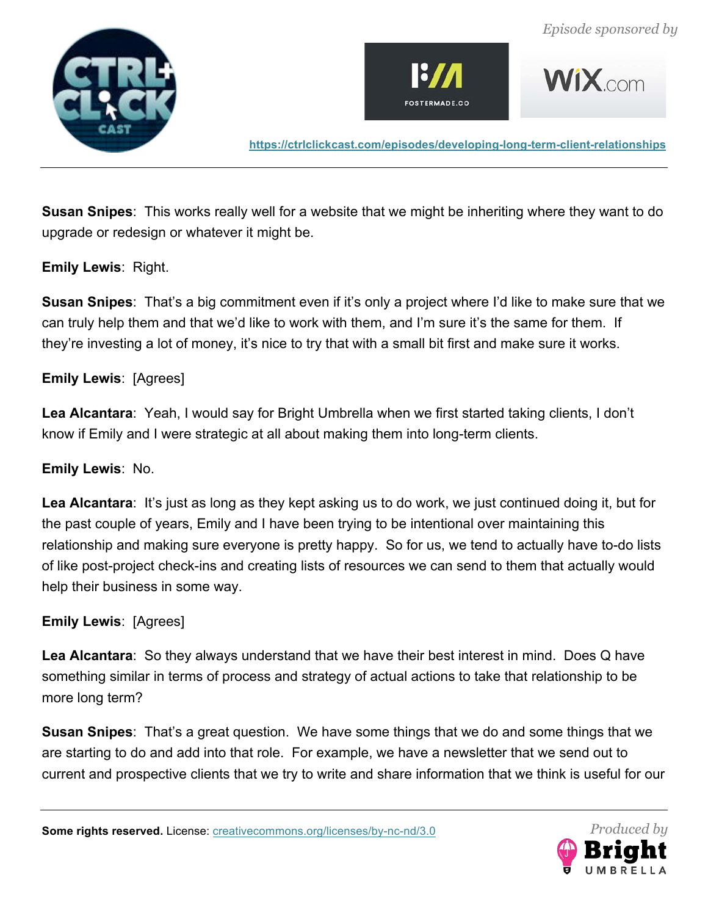**Susan Snipes**: This works really well for a website that we might be inheriting where they want to do upgrade or redesign or whatever it might be.

**Emily Lewis**: Right.

**Susan Snipes**: That's a big commitment even if it's only a project where I'd like to make sure that we can truly help them and that we'd like to work with them, and I'm sure it's the same for them. If they're investing a lot of money, it's nice to try that with a small bit first and make sure it works.

**Emily Lewis**: [Agrees]

**Lea Alcantara**: Yeah, I would say for Bright Umbrella when we first started taking clients, I don't know if Emily and I were strategic at all about making them into long-term clients.

**Emily Lewis**: No.

**Lea Alcantara**: It's just as long as they kept asking us to do work, we just continued doing it, but for the past couple of years, Emily and I have been trying to be intentional over maintaining this relationship and making sure everyone is pretty happy. So for us, we tend to actually have to-do lists of like post-project check-ins and creating lists of resources we can send to them that actually would help their business in some way.

**Emily Lewis**: [Agrees]

**Lea Alcantara**: So they always understand that we have their best interest in mind. Does Q have something similar in terms of process and strategy of actual actions to take that relationship to be more long term?

**Susan Snipes**: That's a great question. We have some things that we do and some things that we are starting to do and add into that role. For example, we have a newsletter that we send out to current and prospective clients that we try to write and share information that we think is useful for our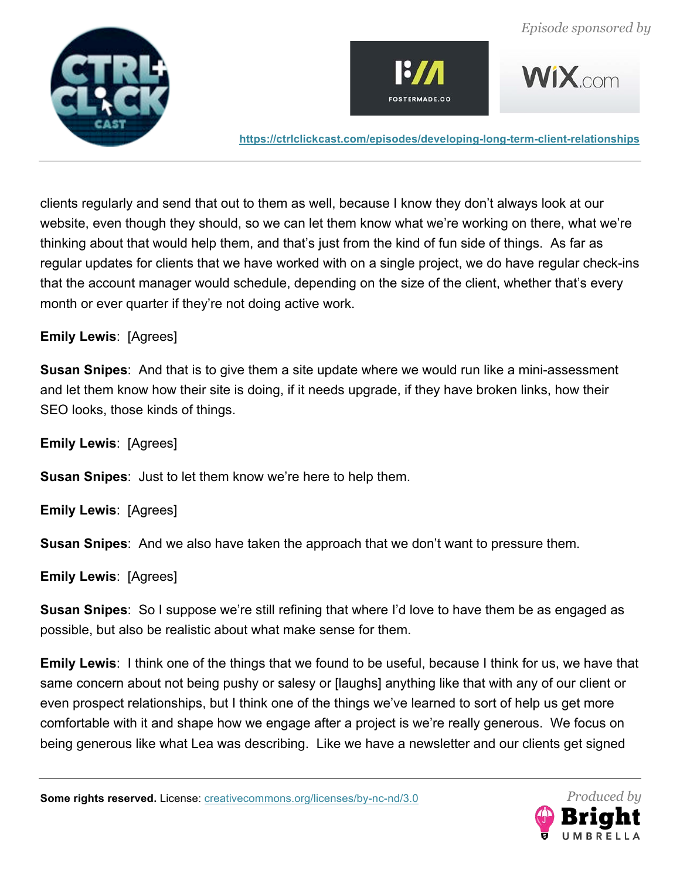clients regularly and send that out to them as well, because I know they don't always look at our website, even though they should, so we can let them know what we're working on there, what we're thinking about that would help them, and that's just from the kind of fun side of things. As far as regular updates for clients that we have worked with on a single project, we do have regular check-ins that the account manager would schedule, depending on the size of the client, whether that's every month or ever quarter if they're not doing active work.

**Emily Lewis**: [Agrees]

**Susan Snipes**: And that is to give them a site update where we would run like a mini-assessment and let them know how their site is doing, if it needs upgrade, if they have broken links, how their SEO looks, those kinds of things.

**Emily Lewis**: [Agrees]

**Susan Snipes**: Just to let them know we're here to help them.

**Emily Lewis**: [Agrees]

**Susan Snipes**: And we also have taken the approach that we don't want to pressure them.

**Emily Lewis**: [Agrees]

**Susan Snipes**: So I suppose we're still refining that where I'd love to have them be as engaged as possible, but also be realistic about what make sense for them.

**Emily Lewis**: I think one of the things that we found to be useful, because I think for us, we have that same concern about not being pushy or salesy or [laughs] anything like that with any of our client or even prospect relationships, but I think one of the things we've learned to sort of help us get more comfortable with it and shape how we engage after a project is we're really generous. We focus on being generous like what Lea was describing. Like we have a newsletter and our clients get signed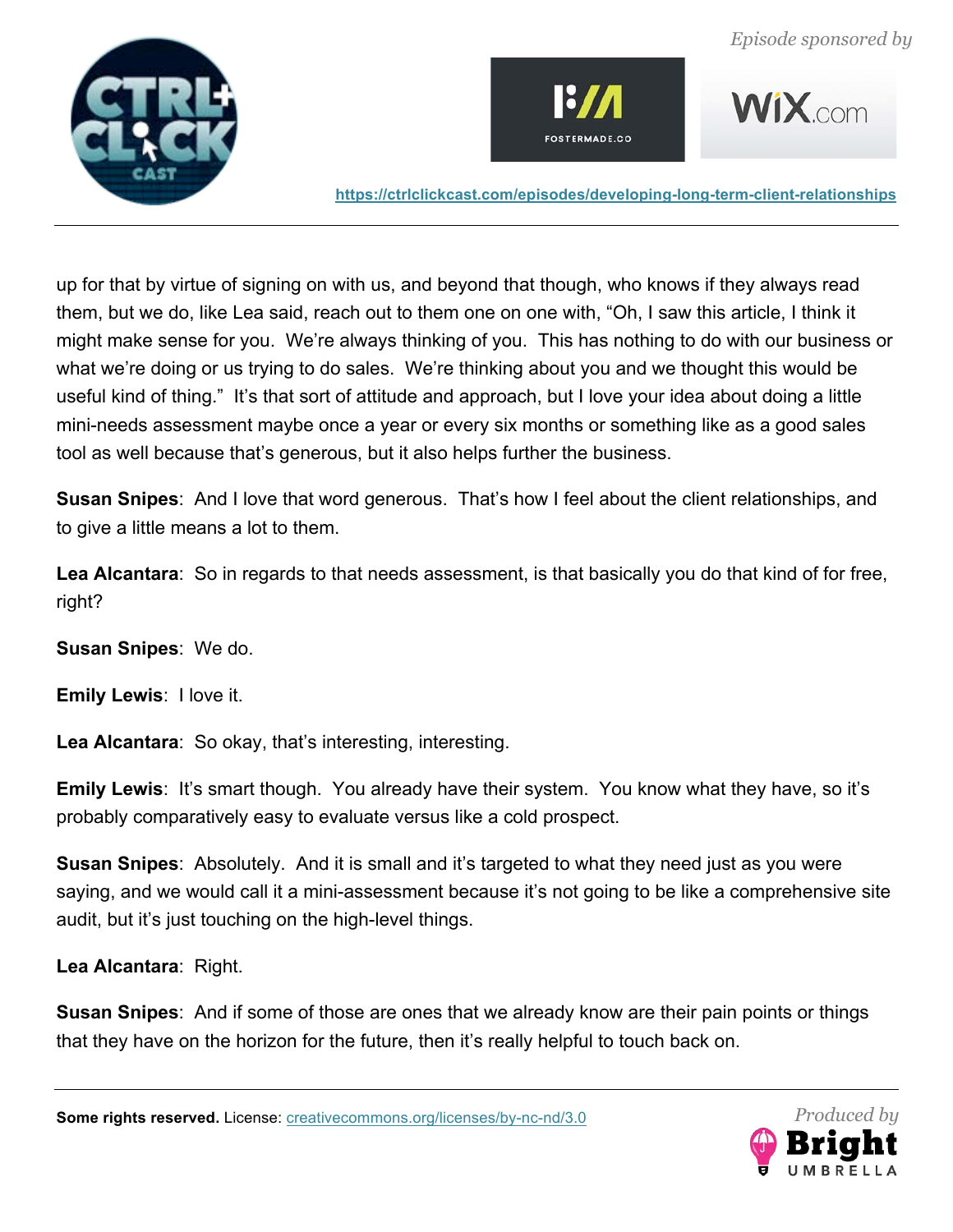up for that by virtue of signing on with us, and beyond that though, who knows if they always read them, but we do, like Lea said, reach out to them one on one with, "Oh, I saw this article, I think it might make sense for you. We're always thinking of you. This has nothing to do with our business or what we're doing or us trying to do sales. We're thinking about you and we thought this would be useful kind of thing." It's that sort of attitude and approach, but I love your idea about doing a little mini-needs assessment maybe once a year or every six months or something like as a good sales tool as well because that's generous, but it also helps further the business.

**Susan Snipes**: And I love that word generous. That's how I feel about the client relationships, and to give a little means a lot to them.

**Lea Alcantara**: So in regards to that needs assessment, is that basically you do that kind of for free, right?

**Susan Snipes**: We do.

**Emily Lewis**: I love it.

**Lea Alcantara**: So okay, that's interesting, interesting.

**Emily Lewis**: It's smart though. You already have their system. You know what they have, so it's probably comparatively easy to evaluate versus like a cold prospect.

**Susan Snipes**: Absolutely. And it is small and it's targeted to what they need just as you were saying, and we would call it a mini-assessment because it's not going to be like a comprehensive site audit, but it's just touching on the high-level things.

**Lea Alcantara**: Right.

**Susan Snipes**: And if some of those are ones that we already know are their pain points or things that they have on the horizon for the future, then it's really helpful to touch back on.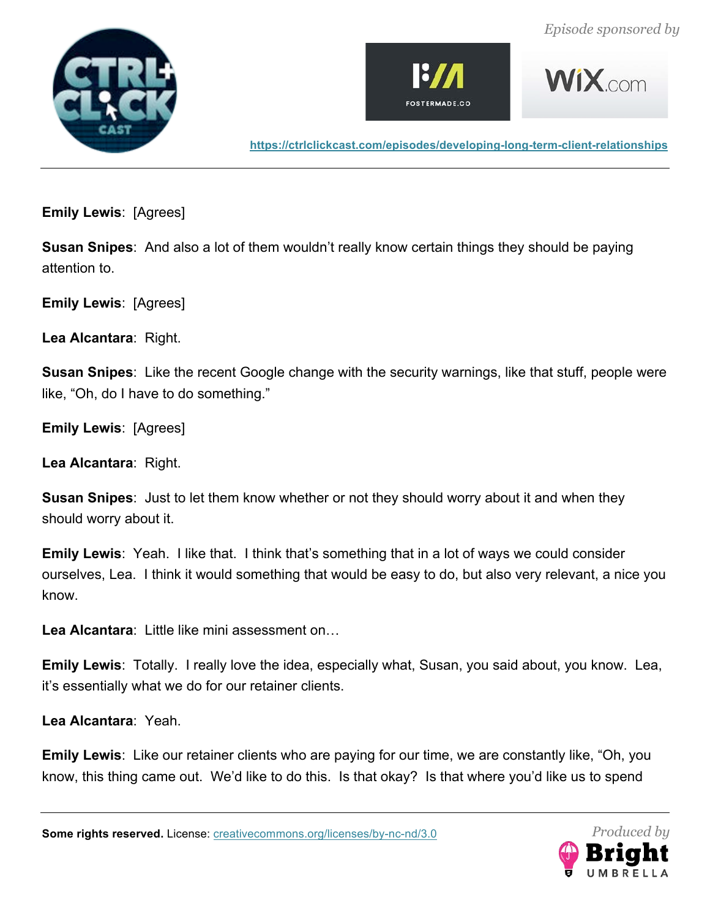**Emily Lewis**: [Agrees]

**Susan Snipes**: And also a lot of them wouldn't really know certain things they should be paying attention to.

**Emily Lewis**: [Agrees]

**Lea Alcantara**: Right.

**Susan Snipes**: Like the recent Google change with the security warnings, like that stuff, people were like, "Oh, do I have to do something."

**Emily Lewis**: [Agrees]

**Lea Alcantara**: Right.

**Susan Snipes**: Just to let them know whether or not they should worry about it and when they should worry about it.

**Emily Lewis**: Yeah. I like that. I think that's something that in a lot of ways we could consider ourselves, Lea. I think it would something that would be easy to do, but also very relevant, a nice you know.

**Lea Alcantara**: Little like mini assessment on…

**Emily Lewis**: Totally. I really love the idea, especially what, Susan, you said about, you know. Lea, it's essentially what we do for our retainer clients.

**Lea Alcantara**: Yeah.

**Emily Lewis**: Like our retainer clients who are paying for our time, we are constantly like, "Oh, you know, this thing came out. We'd like to do this. Is that okay? Is that where you'd like us to spend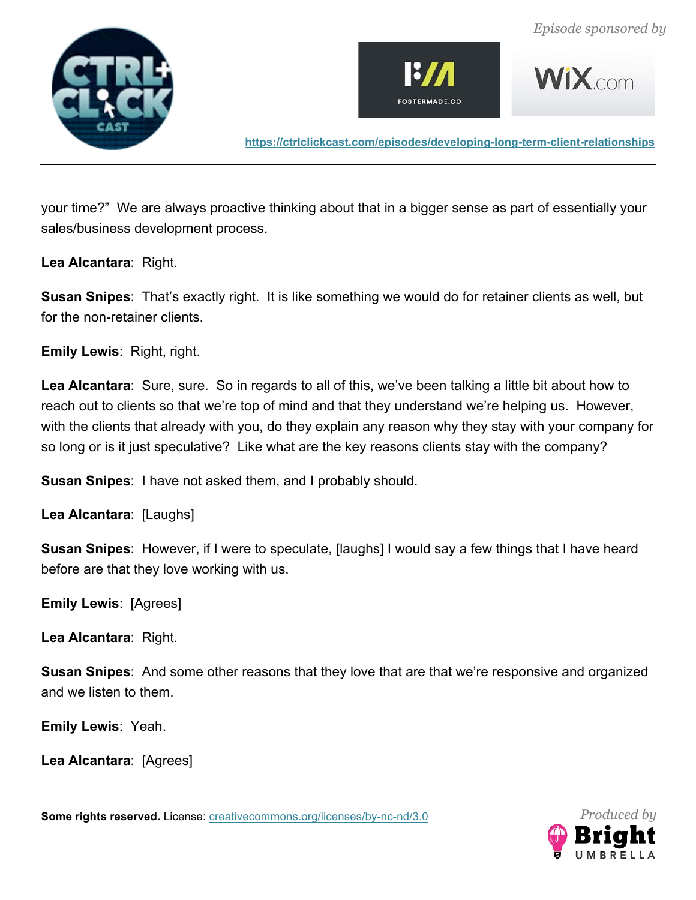your time?"  We are always proactive thinking about that in a bigger sense as part of essentially your sales/business development process.

**Lea Alcantara**:  Right.

**Susan Snipes**:  That's exactly right.  It is like something we would do for retainer clients as well, but for the non-retainer clients.

**Emily Lewis**:  Right, right.

**Lea Alcantara**:  Sure, sure.  So in regards to all of this, we've been talking a little bit about how to reach out to clients so that we're top of mind and that they understand we're helping us.  However, with the clients that already with you, do they explain any reason why they stay with your company for so long or is it just speculative?  Like what are the key reasons clients stay with the company?

**Susan Snipes**:  I have not asked them, and I probably should.

**Lea Alcantara**:  [Laughs]

**Susan Snipes**:  However, if I were to speculate, [laughs] I would say a few things that I have heard before are that they love working with us.

**Emily Lewis**:  [Agrees]

**Lea Alcantara**:  Right.

**Susan Snipes**:  And some other reasons that they love that are that we're responsive and organized and we listen to them.

**Emily Lewis**:  Yeah.

**Lea Alcantara**:  [Agrees]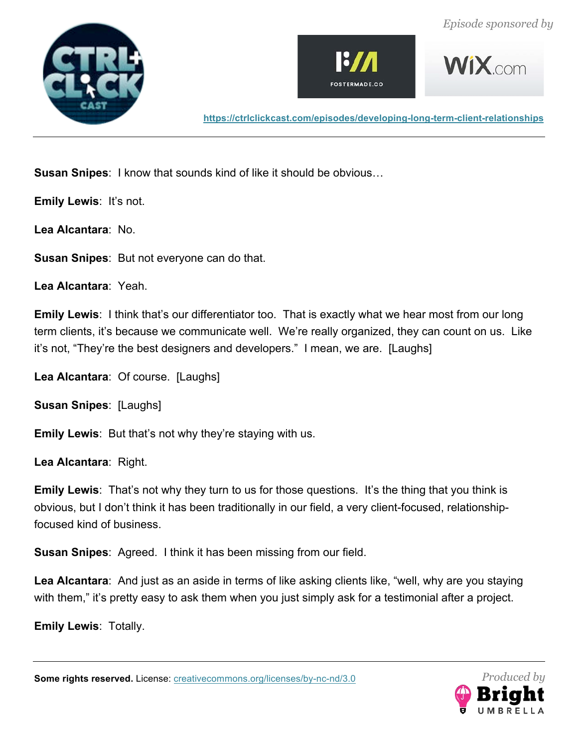**Susan Snipes**: I know that sounds kind of like it should be obvious…

**Emily Lewis**: It's not.

**Lea Alcantara**: No.

**Susan Snipes**: But not everyone can do that.

**Lea Alcantara**: Yeah.

**Emily Lewis**: I think that's our differentiator too. That is exactly what we hear most from our long term clients, it's because we communicate well. We're really organized, they can count on us. Like it's not, "They're the best designers and developers." I mean, we are. [Laughs]

**Lea Alcantara**: Of course. [Laughs]

**Susan Snipes**: [Laughs]

**Emily Lewis**: But that's not why they're staying with us.

**Lea Alcantara**: Right.

**Emily Lewis**: That's not why they turn to us for those questions. It's the thing that you think is obvious, but I don't think it has been traditionally in our field, a very client-focused, relationship-focused kind of business.

**Susan Snipes**: Agreed. I think it has been missing from our field.

**Lea Alcantara**: And just as an aside in terms of like asking clients like, "well, why are you staying with them," it's pretty easy to ask them when you just simply ask for a testimonial after a project.

**Emily Lewis**: Totally.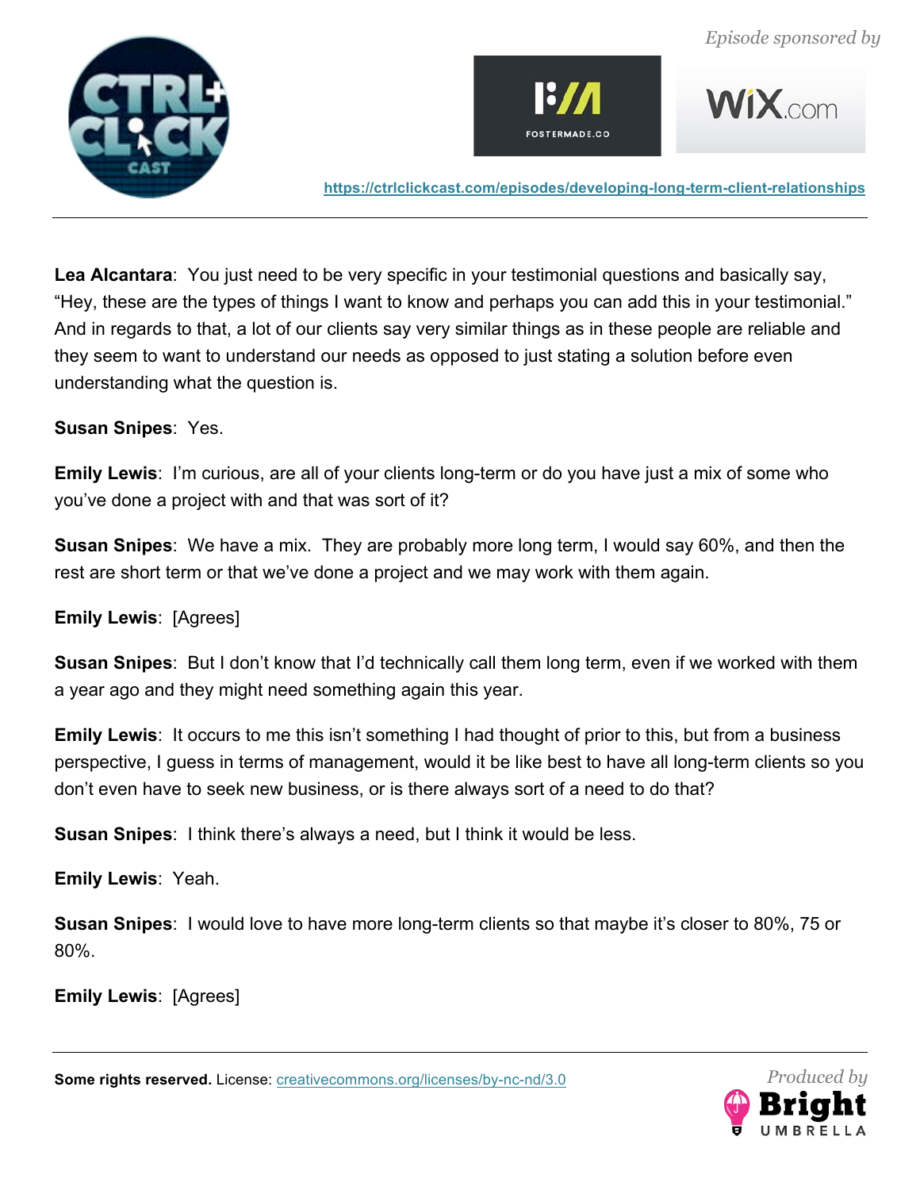**Lea Alcantara**: You just need to be very specific in your testimonial questions and basically say, "Hey, these are the types of things I want to know and perhaps you can add this in your testimonial." And in regards to that, a lot of our clients say very similar things as in these people are reliable and they seem to want to understand our needs as opposed to just stating a solution before even understanding what the question is.

**Susan Snipes**: Yes.

**Emily Lewis**: I'm curious, are all of your clients long-term or do you have just a mix of some who you've done a project with and that was sort of it?

**Susan Snipes**: We have a mix. They are probably more long term, I would say 60%, and then the rest are short term or that we've done a project and we may work with them again.

**Emily Lewis**: [Agrees]

**Susan Snipes**: But I don't know that I'd technically call them long term, even if we worked with them a year ago and they might need something again this year.

**Emily Lewis**: It occurs to me this isn't something I had thought of prior to this, but from a business perspective, I guess in terms of management, would it be like best to have all long-term clients so you don't even have to seek new business, or is there always sort of a need to do that?

**Susan Snipes**: I think there's always a need, but I think it would be less.

**Emily Lewis**: Yeah.

**Susan Snipes**: I would love to have more long-term clients so that maybe it's closer to 80%, 75 or 80%.

**Emily Lewis**: [Agrees]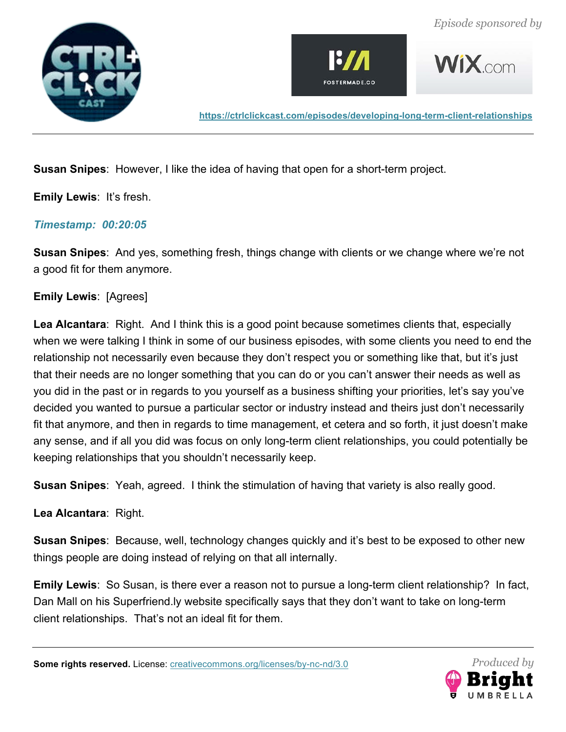**Susan Snipes**: However, I like the idea of having that open for a short-term project.

**Emily Lewis**: It's fresh.

*Timestamp: 00:20:05*

**Susan Snipes**: And yes, something fresh, things change with clients or we change where we're not a good fit for them anymore.

**Emily Lewis**: [Agrees]

**Lea Alcantara**: Right. And I think this is a good point because sometimes clients that, especially when we were talking I think in some of our business episodes, with some clients you need to end the relationship not necessarily even because they don't respect you or something like that, but it's just that their needs are no longer something that you can do or you can't answer their needs as well as you did in the past or in regards to you yourself as a business shifting your priorities, let's say you've decided you wanted to pursue a particular sector or industry instead and theirs just don't necessarily fit that anymore, and then in regards to time management, et cetera and so forth, it just doesn't make any sense, and if all you did was focus on only long-term client relationships, you could potentially be keeping relationships that you shouldn't necessarily keep.

**Susan Snipes**: Yeah, agreed. I think the stimulation of having that variety is also really good.

**Lea Alcantara**: Right.

**Susan Snipes**: Because, well, technology changes quickly and it's best to be exposed to other new things people are doing instead of relying on that all internally.

**Emily Lewis**: So Susan, is there ever a reason not to pursue a long-term client relationship? In fact, Dan Mall on his Superfriend.ly website specifically says that they don't want to take on long-term client relationships. That's not an ideal fit for them.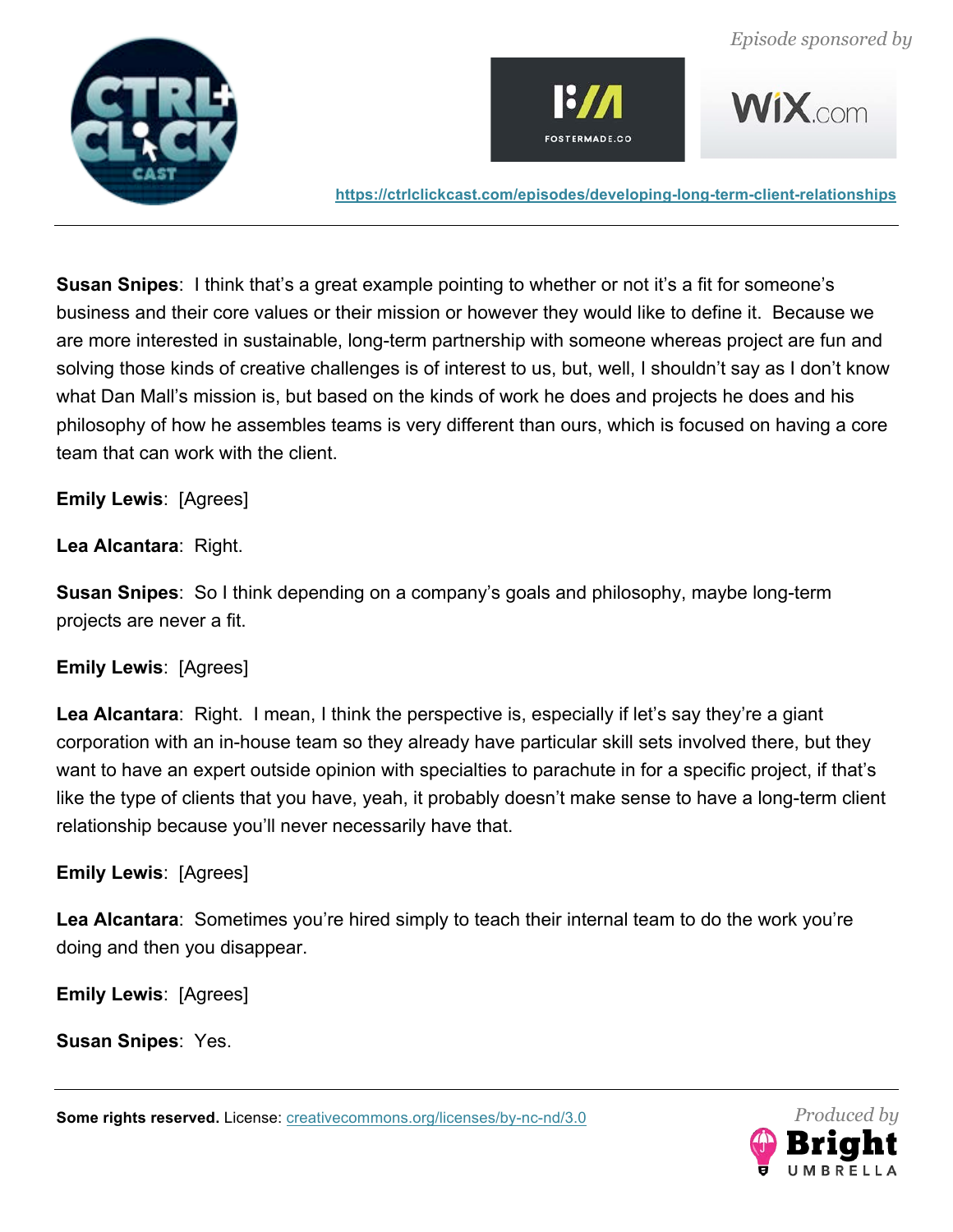**Susan Snipes**: I think that's a great example pointing to whether or not it's a fit for someone's business and their core values or their mission or however they would like to define it. Because we are more interested in sustainable, long-term partnership with someone whereas project are fun and solving those kinds of creative challenges is of interest to us, but, well, I shouldn't say as I don't know what Dan Mall's mission is, but based on the kinds of work he does and projects he does and his philosophy of how he assembles teams is very different than ours, which is focused on having a core team that can work with the client.

**Emily Lewis**: [Agrees]

**Lea Alcantara**: Right.

**Susan Snipes**: So I think depending on a company's goals and philosophy, maybe long-term projects are never a fit.

**Emily Lewis**: [Agrees]

**Lea Alcantara**: Right. I mean, I think the perspective is, especially if let's say they're a giant corporation with an in-house team so they already have particular skill sets involved there, but they want to have an expert outside opinion with specialties to parachute in for a specific project, if that's like the type of clients that you have, yeah, it probably doesn't make sense to have a long-term client relationship because you'll never necessarily have that.

**Emily Lewis**: [Agrees]

**Lea Alcantara**: Sometimes you're hired simply to teach their internal team to do the work you're doing and then you disappear.

**Emily Lewis**: [Agrees]

**Susan Snipes**: Yes.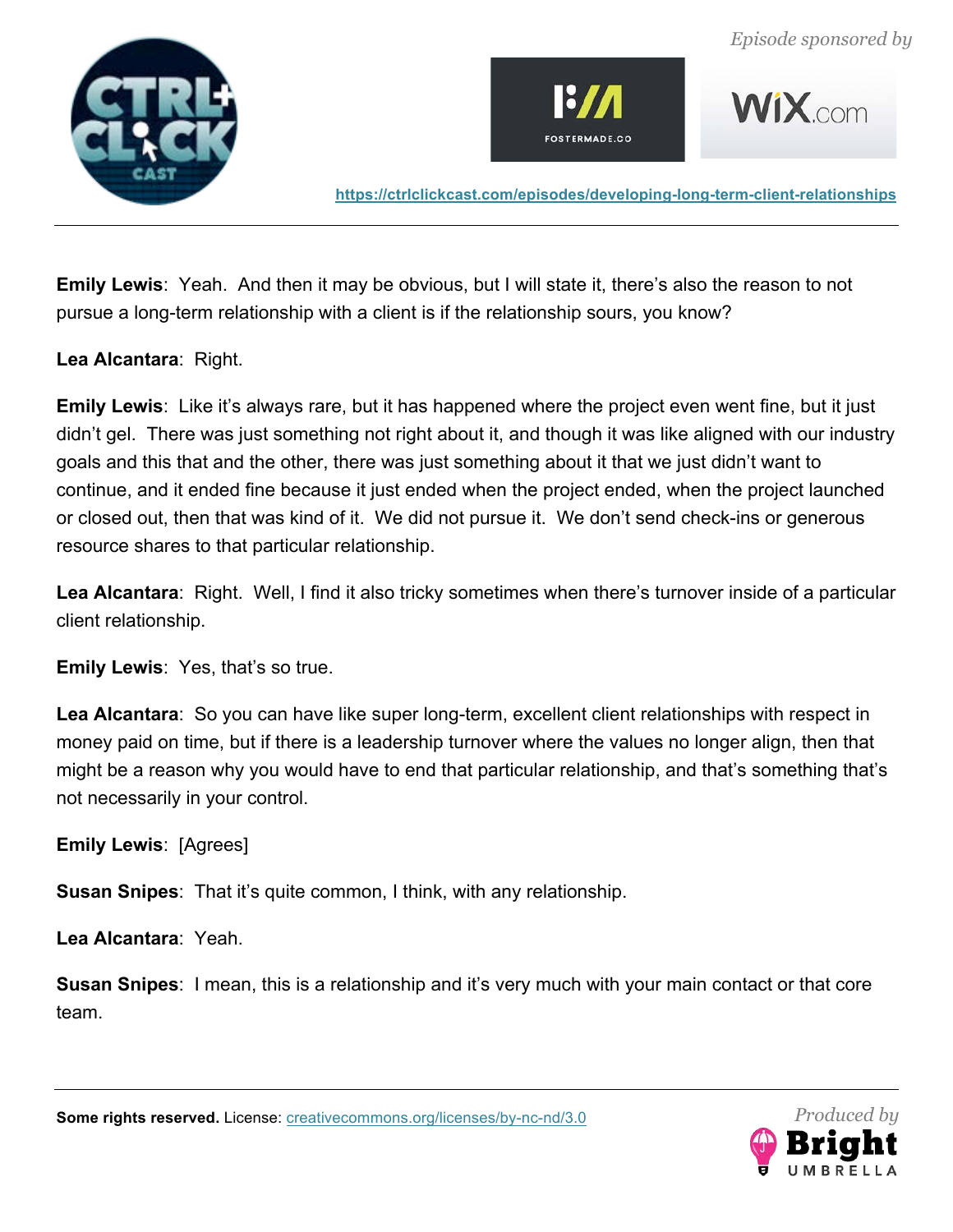**Emily Lewis**: Yeah. And then it may be obvious, but I will state it, there's also the reason to not pursue a long-term relationship with a client is if the relationship sours, you know?

**Lea Alcantara**: Right.

**Emily Lewis**: Like it's always rare, but it has happened where the project even went fine, but it just didn't gel. There was just something not right about it, and though it was like aligned with our industry goals and this that and the other, there was just something about it that we just didn't want to continue, and it ended fine because it just ended when the project ended, when the project launched or closed out, then that was kind of it. We did not pursue it. We don't send check-ins or generous resource shares to that particular relationship.

**Lea Alcantara**: Right. Well, I find it also tricky sometimes when there's turnover inside of a particular client relationship.

**Emily Lewis**: Yes, that's so true.

**Lea Alcantara**: So you can have like super long-term, excellent client relationships with respect in money paid on time, but if there is a leadership turnover where the values no longer align, then that might be a reason why you would have to end that particular relationship, and that's something that's not necessarily in your control.

**Emily Lewis**: [Agrees]

**Susan Snipes**: That it's quite common, I think, with any relationship.

**Lea Alcantara**: Yeah.

**Susan Snipes**: I mean, this is a relationship and it's very much with your main contact or that core team.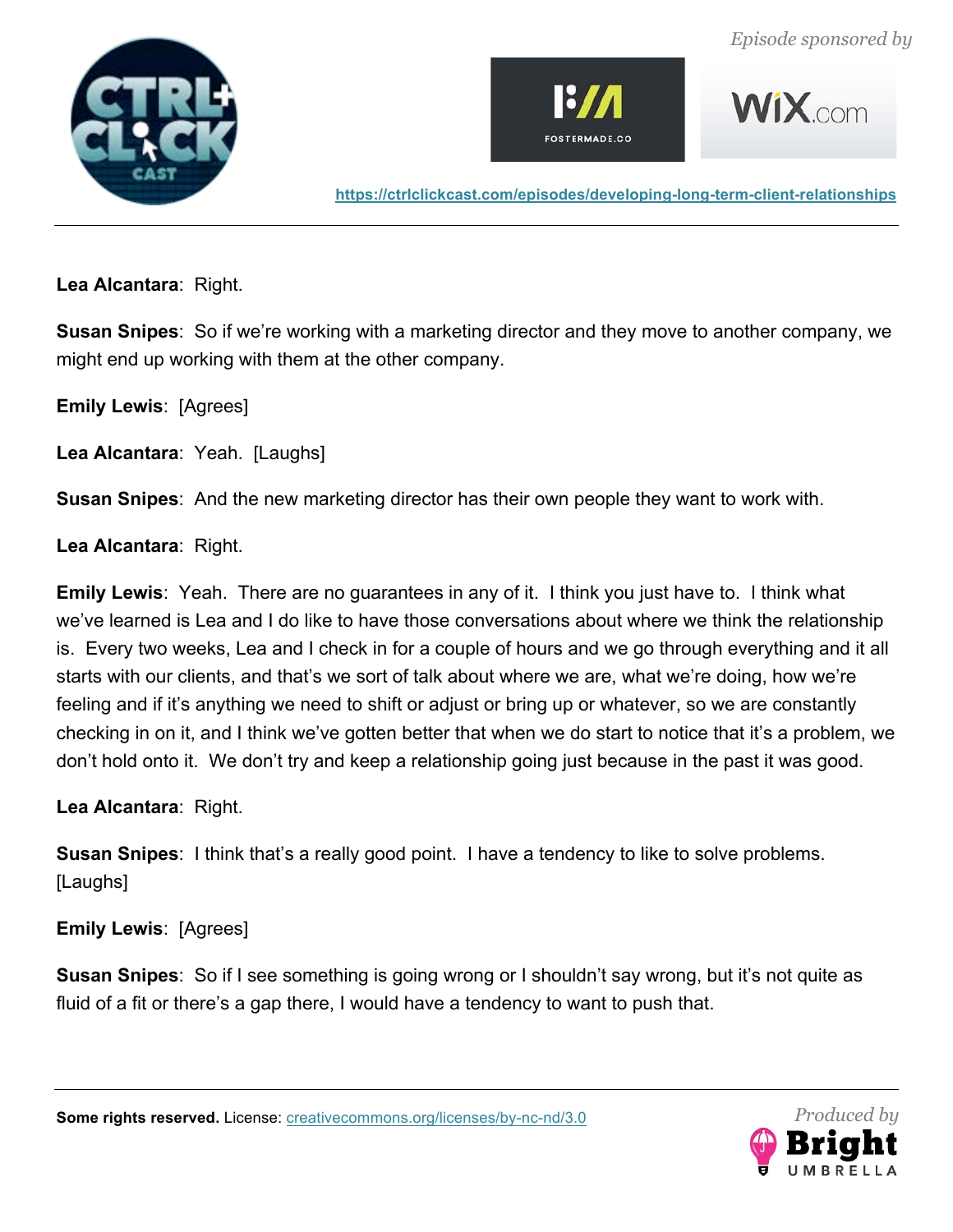**Lea Alcantara**: Right.

**Susan Snipes**: So if we're working with a marketing director and they move to another company, we might end up working with them at the other company.

**Emily Lewis**: [Agrees]

**Lea Alcantara**: Yeah. [Laughs]

**Susan Snipes**: And the new marketing director has their own people they want to work with.

**Lea Alcantara**: Right.

**Emily Lewis**: Yeah. There are no guarantees in any of it. I think you just have to. I think what we've learned is Lea and I do like to have those conversations about where we think the relationship is. Every two weeks, Lea and I check in for a couple of hours and we go through everything and it all starts with our clients, and that's we sort of talk about where we are, what we're doing, how we're feeling and if it's anything we need to shift or adjust or bring up or whatever, so we are constantly checking in on it, and I think we've gotten better that when we do start to notice that it's a problem, we don't hold onto it. We don't try and keep a relationship going just because in the past it was good.

**Lea Alcantara**: Right.

**Susan Snipes**: I think that's a really good point. I have a tendency to like to solve problems. [Laughs]

**Emily Lewis**: [Agrees]

**Susan Snipes**: So if I see something is going wrong or I shouldn't say wrong, but it's not quite as fluid of a fit or there's a gap there, I would have a tendency to want to push that.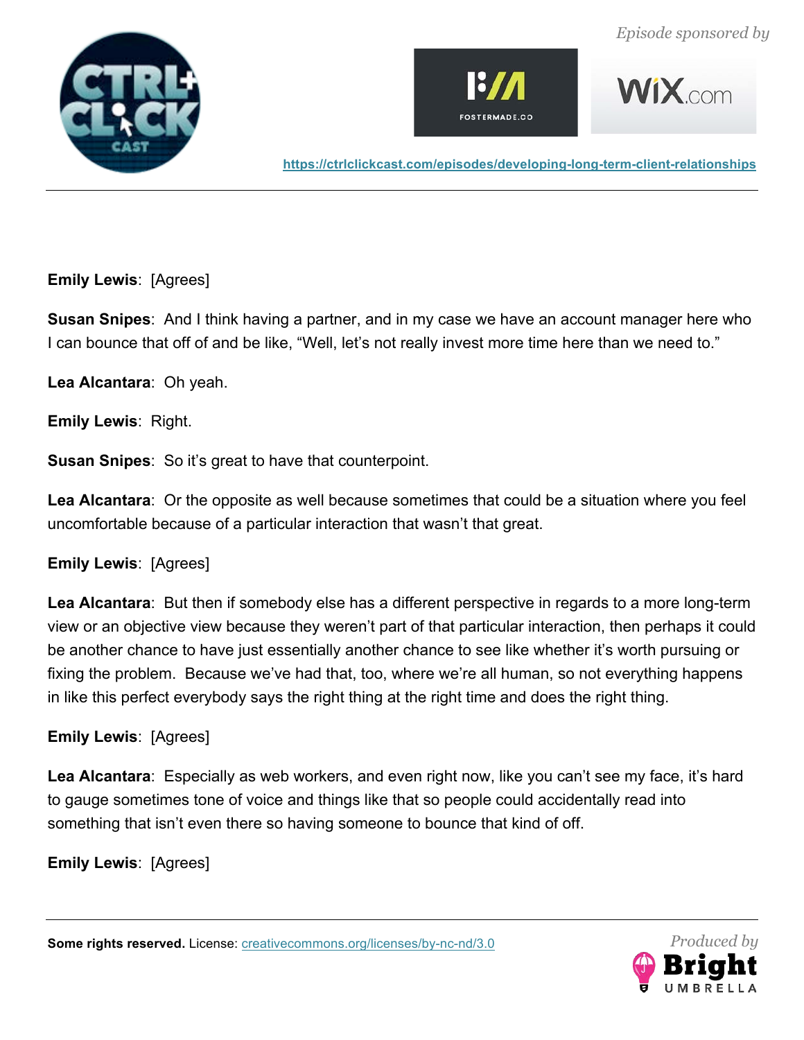**Emily Lewis**: [Agrees]

**Susan Snipes**: And I think having a partner, and in my case we have an account manager here who I can bounce that off of and be like, "Well, let's not really invest more time here than we need to."

**Lea Alcantara**: Oh yeah.

**Emily Lewis**: Right.

**Susan Snipes**: So it's great to have that counterpoint.

**Lea Alcantara**: Or the opposite as well because sometimes that could be a situation where you feel uncomfortable because of a particular interaction that wasn't that great.

**Emily Lewis**: [Agrees]

**Lea Alcantara**: But then if somebody else has a different perspective in regards to a more long-term view or an objective view because they weren't part of that particular interaction, then perhaps it could be another chance to have just essentially another chance to see like whether it's worth pursuing or fixing the problem. Because we've had that, too, where we're all human, so not everything happens in like this perfect everybody says the right thing at the right time and does the right thing.

**Emily Lewis**: [Agrees]

**Lea Alcantara**: Especially as web workers, and even right now, like you can't see my face, it's hard to gauge sometimes tone of voice and things like that so people could accidentally read into something that isn't even there so having someone to bounce that kind of off.

**Emily Lewis**: [Agrees]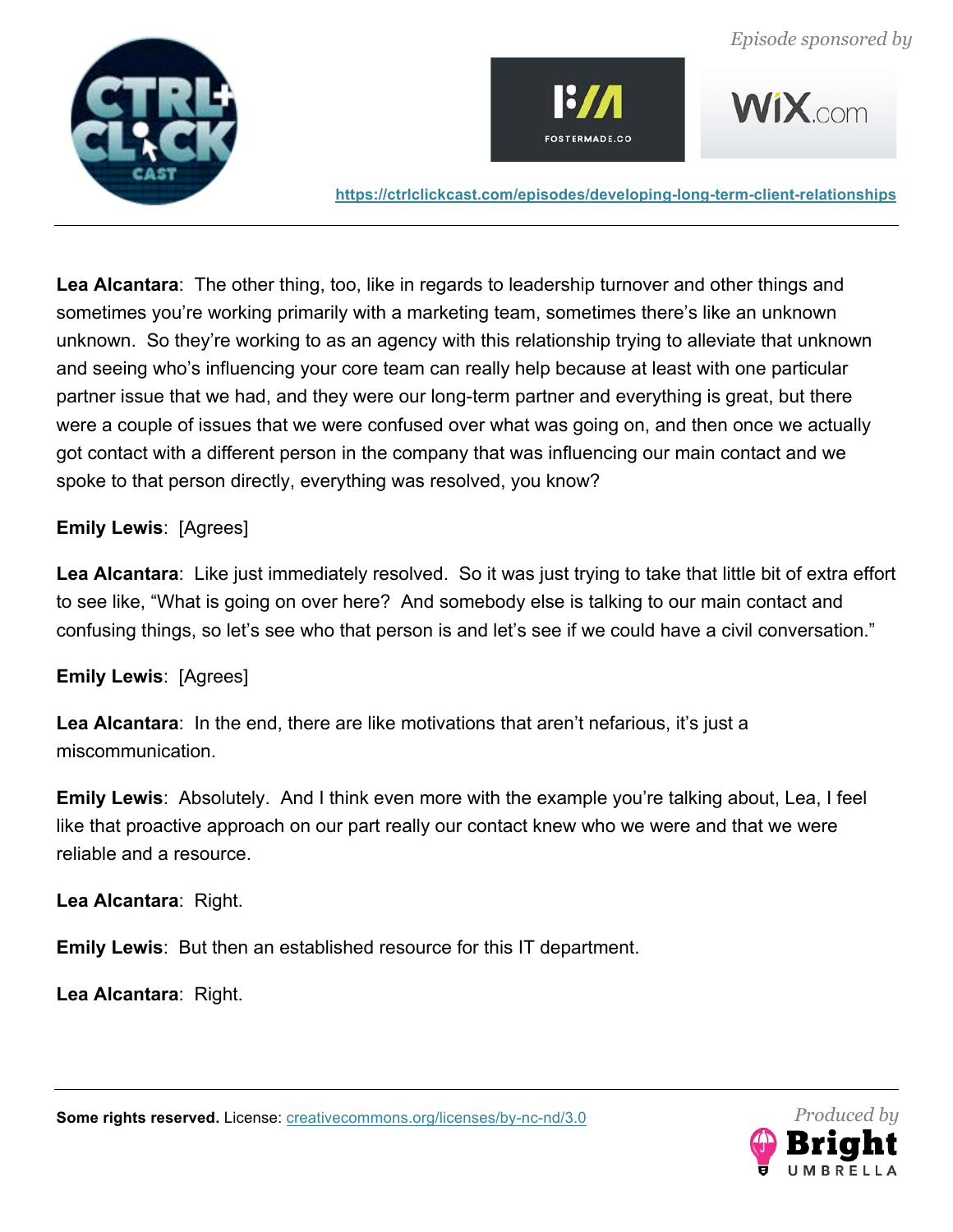**Lea Alcantara**: The other thing, too, like in regards to leadership turnover and other things and sometimes you're working primarily with a marketing team, sometimes there's like an unknown unknown. So they're working to as an agency with this relationship trying to alleviate that unknown and seeing who's influencing your core team can really help because at least with one particular partner issue that we had, and they were our long-term partner and everything is great, but there were a couple of issues that we were confused over what was going on, and then once we actually got contact with a different person in the company that was influencing our main contact and we spoke to that person directly, everything was resolved, you know?

**Emily Lewis**: [Agrees]

**Lea Alcantara**: Like just immediately resolved. So it was just trying to take that little bit of extra effort to see like, "What is going on over here? And somebody else is talking to our main contact and confusing things, so let's see who that person is and let's see if we could have a civil conversation."

**Emily Lewis**: [Agrees]

**Lea Alcantara**: In the end, there are like motivations that aren't nefarious, it's just a miscommunication.

**Emily Lewis**: Absolutely. And I think even more with the example you're talking about, Lea, I feel like that proactive approach on our part really our contact knew who we were and that we were reliable and a resource.

**Lea Alcantara**: Right.

**Emily Lewis**: But then an established resource for this IT department.

**Lea Alcantara**: Right.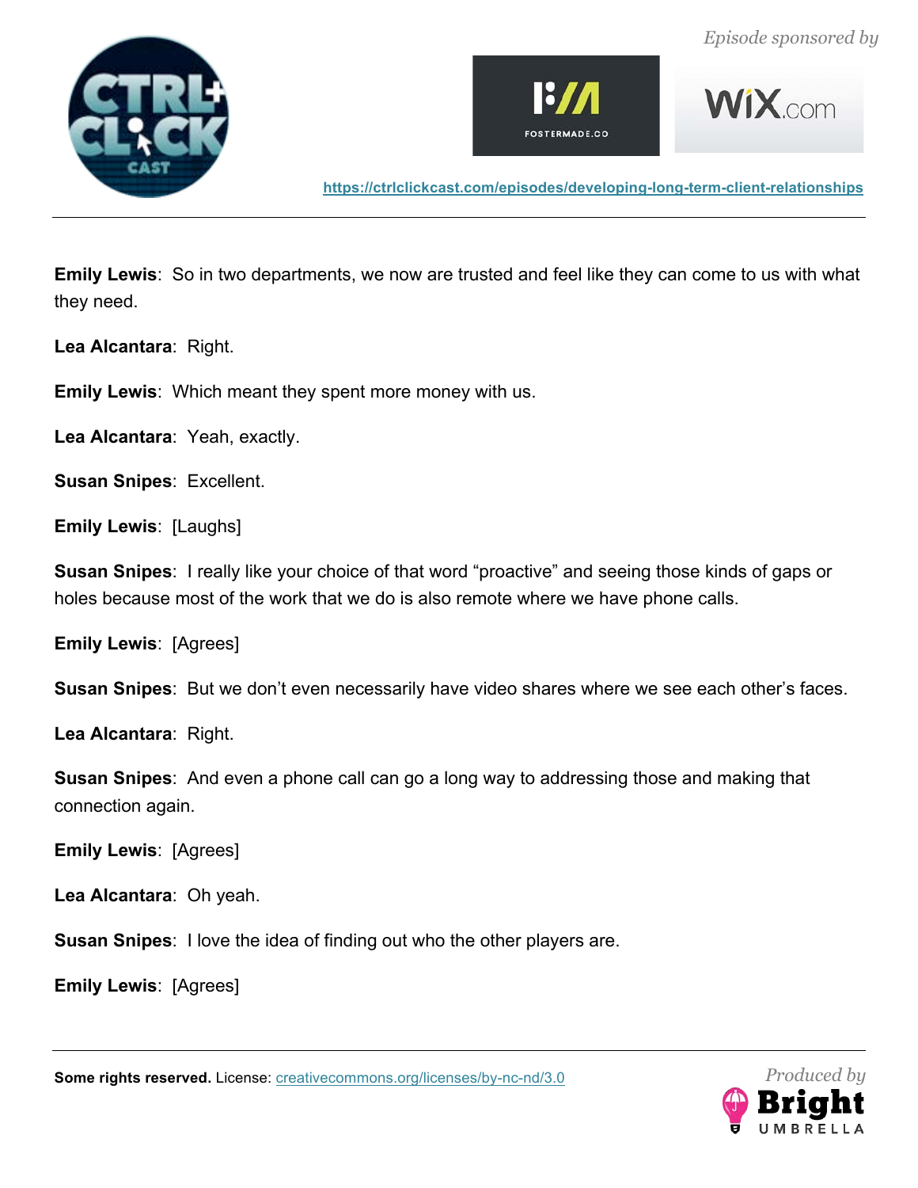**Emily Lewis**: So in two departments, we now are trusted and feel like they can come to us with what they need.

**Lea Alcantara**: Right.

**Emily Lewis**: Which meant they spent more money with us.

**Lea Alcantara**: Yeah, exactly.

**Susan Snipes**: Excellent.

**Emily Lewis**: [Laughs]

**Susan Snipes**: I really like your choice of that word “proactive” and seeing those kinds of gaps or holes because most of the work that we do is also remote where we have phone calls.

**Emily Lewis**: [Agrees]

**Susan Snipes**: But we don’t even necessarily have video shares where we see each other’s faces.

**Lea Alcantara**: Right.

**Susan Snipes**: And even a phone call can go a long way to addressing those and making that connection again.

**Emily Lewis**: [Agrees]

**Lea Alcantara**: Oh yeah.

**Susan Snipes**: I love the idea of finding out who the other players are.

**Emily Lewis**: [Agrees]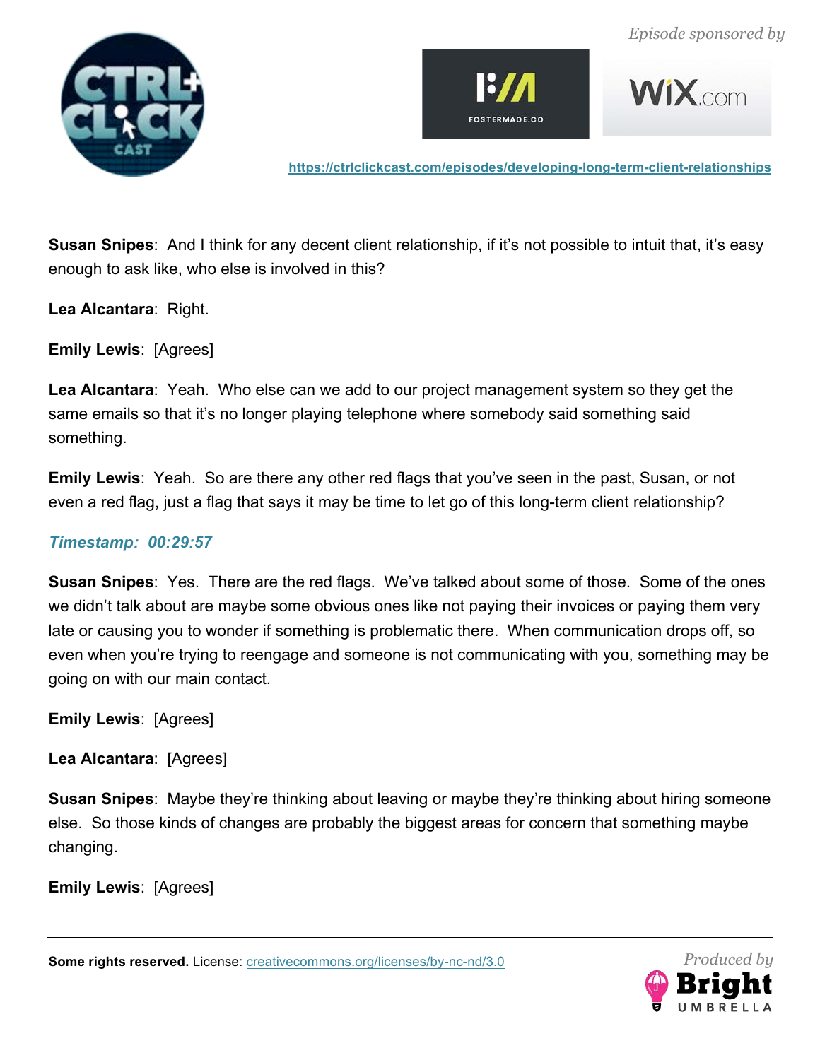**Susan Snipes**: And I think for any decent client relationship, if it's not possible to intuit that, it's easy enough to ask like, who else is involved in this?

**Lea Alcantara**: Right.

**Emily Lewis**: [Agrees]

**Lea Alcantara**: Yeah. Who else can we add to our project management system so they get the same emails so that it's no longer playing telephone where somebody said something said something.

**Emily Lewis**: Yeah. So are there any other red flags that you've seen in the past, Susan, or not even a red flag, just a flag that says it may be time to let go of this long-term client relationship?

***Timestamp: 00:29:57***

**Susan Snipes**: Yes. There are the red flags. We've talked about some of those. Some of the ones we didn't talk about are maybe some obvious ones like not paying their invoices or paying them very late or causing you to wonder if something is problematic there. When communication drops off, so even when you're trying to reengage and someone is not communicating with you, something may be going on with our main contact.

**Emily Lewis**: [Agrees]

**Lea Alcantara**: [Agrees]

**Susan Snipes**: Maybe they're thinking about leaving or maybe they're thinking about hiring someone else. So those kinds of changes are probably the biggest areas for concern that something maybe changing.

**Emily Lewis**: [Agrees]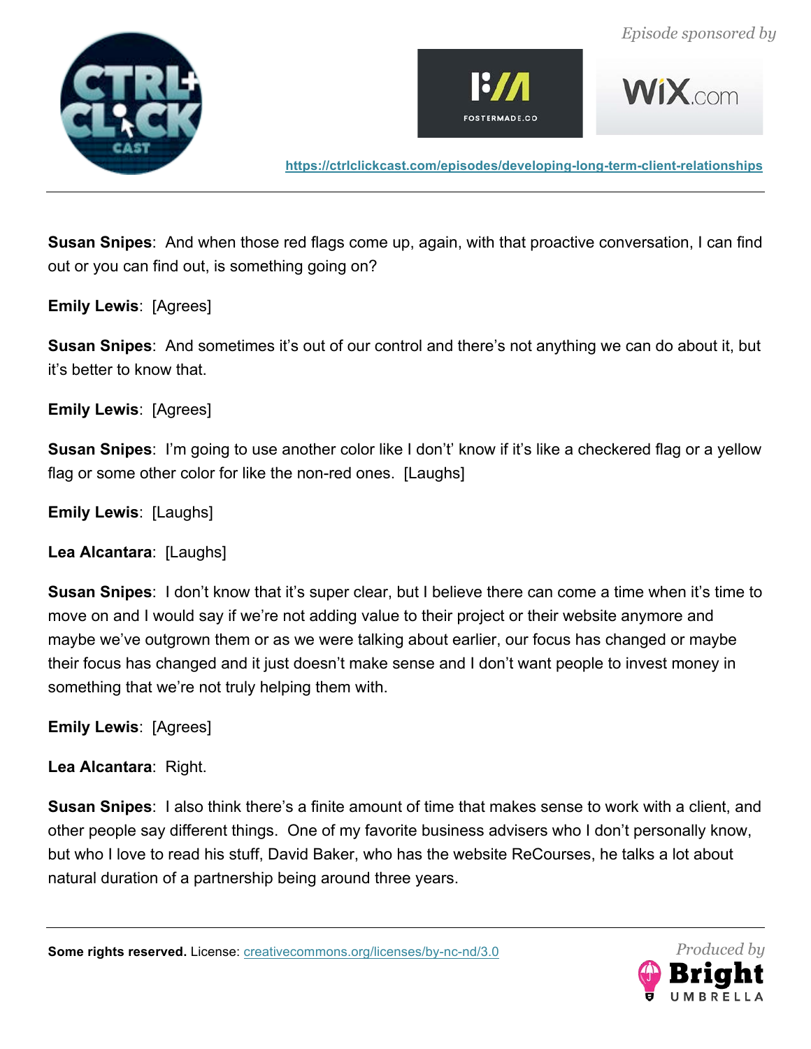**Susan Snipes**: And when those red flags come up, again, with that proactive conversation, I can find out or you can find out, is something going on?

**Emily Lewis**: [Agrees]

**Susan Snipes**: And sometimes it's out of our control and there's not anything we can do about it, but it's better to know that.

**Emily Lewis**: [Agrees]

**Susan Snipes**: I'm going to use another color like I don't' know if it's like a checkered flag or a yellow flag or some other color for like the non-red ones. [Laughs]

**Emily Lewis**: [Laughs]

**Lea Alcantara**: [Laughs]

**Susan Snipes**: I don't know that it's super clear, but I believe there can come a time when it's time to move on and I would say if we're not adding value to their project or their website anymore and maybe we've outgrown them or as we were talking about earlier, our focus has changed or maybe their focus has changed and it just doesn't make sense and I don't want people to invest money in something that we're not truly helping them with.

**Emily Lewis**: [Agrees]

**Lea Alcantara**: Right.

**Susan Snipes**: I also think there's a finite amount of time that makes sense to work with a client, and other people say different things. One of my favorite business advisers who I don't personally know, but who I love to read his stuff, David Baker, who has the website ReCourses, he talks a lot about natural duration of a partnership being around three years.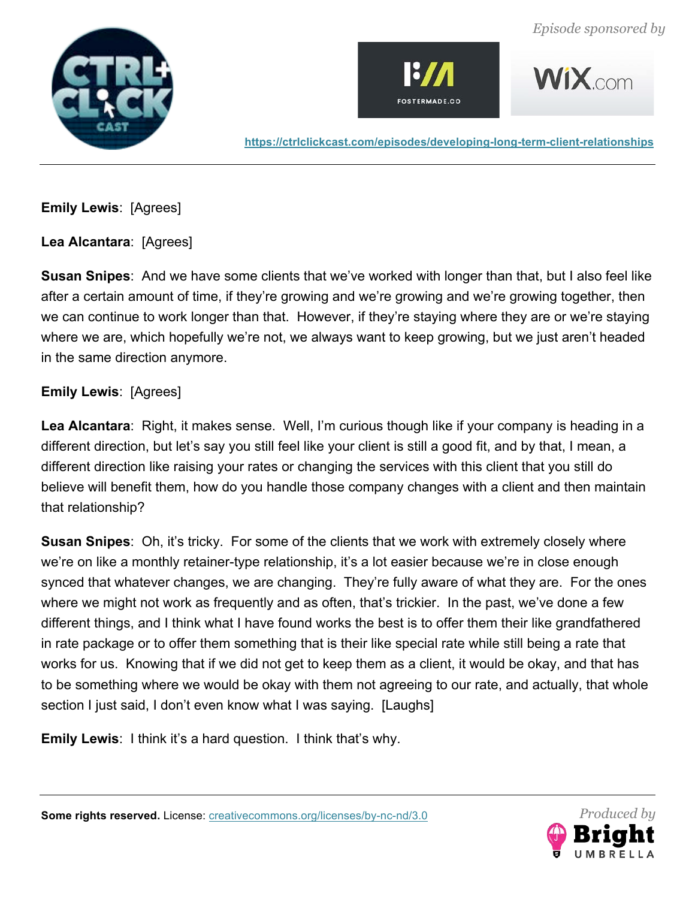**Emily Lewis**: [Agrees]

**Lea Alcantara**: [Agrees]

**Susan Snipes**: And we have some clients that we've worked with longer than that, but I also feel like after a certain amount of time, if they're growing and we're growing and we're growing together, then we can continue to work longer than that. However, if they're staying where they are or we're staying where we are, which hopefully we're not, we always want to keep growing, but we just aren't headed in the same direction anymore.

**Emily Lewis**: [Agrees]

**Lea Alcantara**: Right, it makes sense. Well, I'm curious though like if your company is heading in a different direction, but let's say you still feel like your client is still a good fit, and by that, I mean, a different direction like raising your rates or changing the services with this client that you still do believe will benefit them, how do you handle those company changes with a client and then maintain that relationship?

**Susan Snipes**: Oh, it's tricky. For some of the clients that we work with extremely closely where we're on like a monthly retainer-type relationship, it's a lot easier because we're in close enough synced that whatever changes, we are changing. They're fully aware of what they are. For the ones where we might not work as frequently and as often, that's trickier. In the past, we've done a few different things, and I think what I have found works the best is to offer them their like grandfathered in rate package or to offer them something that is their like special rate while still being a rate that works for us. Knowing that if we did not get to keep them as a client, it would be okay, and that has to be something where we would be okay with them not agreeing to our rate, and actually, that whole section I just said, I don't even know what I was saying. [Laughs]

**Emily Lewis**: I think it's a hard question. I think that's why.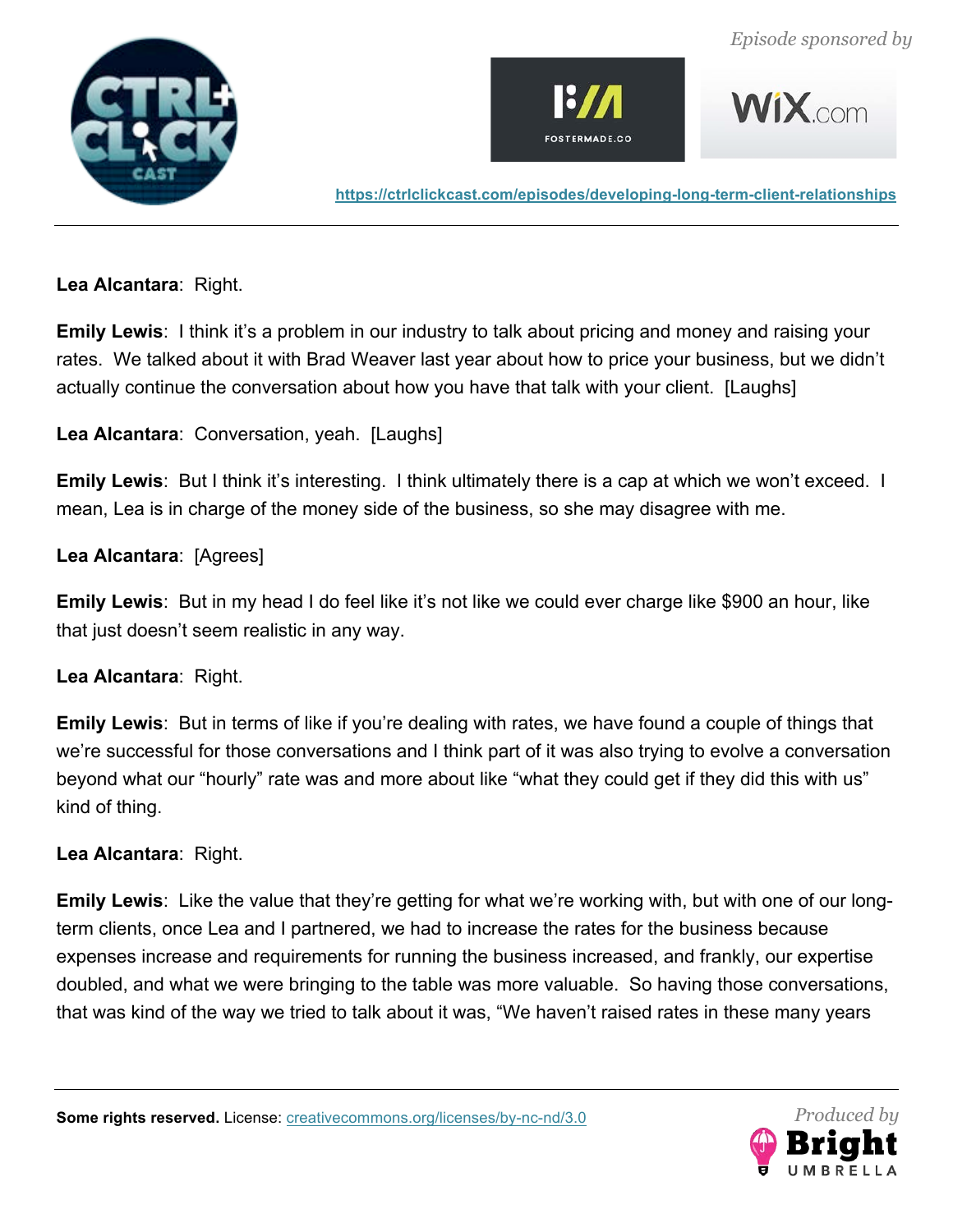**Lea Alcantara**: Right.

**Emily Lewis**: I think it's a problem in our industry to talk about pricing and money and raising your rates. We talked about it with Brad Weaver last year about how to price your business, but we didn't actually continue the conversation about how you have that talk with your client. [Laughs]

**Lea Alcantara**: Conversation, yeah. [Laughs]

**Emily Lewis**: But I think it's interesting. I think ultimately there is a cap at which we won't exceed. I mean, Lea is in charge of the money side of the business, so she may disagree with me.

**Lea Alcantara**: [Agrees]

**Emily Lewis**: But in my head I do feel like it's not like we could ever charge like $900 an hour, like that just doesn't seem realistic in any way.

**Lea Alcantara**: Right.

**Emily Lewis**: But in terms of like if you're dealing with rates, we have found a couple of things that we're successful for those conversations and I think part of it was also trying to evolve a conversation beyond what our "hourly" rate was and more about like "what they could get if they did this with us" kind of thing.

**Lea Alcantara**: Right.

**Emily Lewis**: Like the value that they're getting for what we're working with, but with one of our long-term clients, once Lea and I partnered, we had to increase the rates for the business because expenses increase and requirements for running the business increased, and frankly, our expertise doubled, and what we were bringing to the table was more valuable. So having those conversations, that was kind of the way we tried to talk about it was, "We haven't raised rates in these many years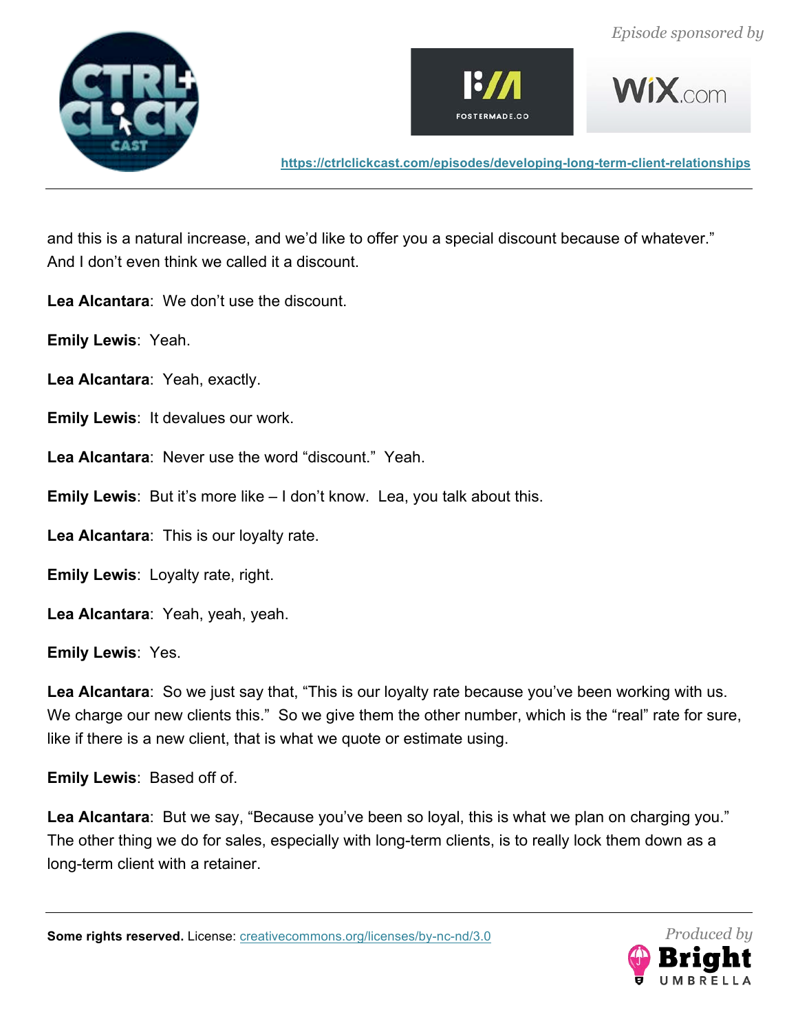and this is a natural increase, and we'd like to offer you a special discount because of whatever." And I don't even think we called it a discount.

**Lea Alcantara**: We don't use the discount.

**Emily Lewis**: Yeah.

**Lea Alcantara**: Yeah, exactly.

**Emily Lewis**: It devalues our work.

**Lea Alcantara**: Never use the word "discount." Yeah.

**Emily Lewis**: But it's more like – I don't know. Lea, you talk about this.

**Lea Alcantara**: This is our loyalty rate.

**Emily Lewis**: Loyalty rate, right.

**Lea Alcantara**: Yeah, yeah, yeah.

**Emily Lewis**: Yes.

**Lea Alcantara**: So we just say that, "This is our loyalty rate because you've been working with us. We charge our new clients this." So we give them the other number, which is the "real" rate for sure, like if there is a new client, that is what we quote or estimate using.

**Emily Lewis**: Based off of.

**Lea Alcantara**: But we say, "Because you've been so loyal, this is what we plan on charging you." The other thing we do for sales, especially with long-term clients, is to really lock them down as a long-term client with a retainer.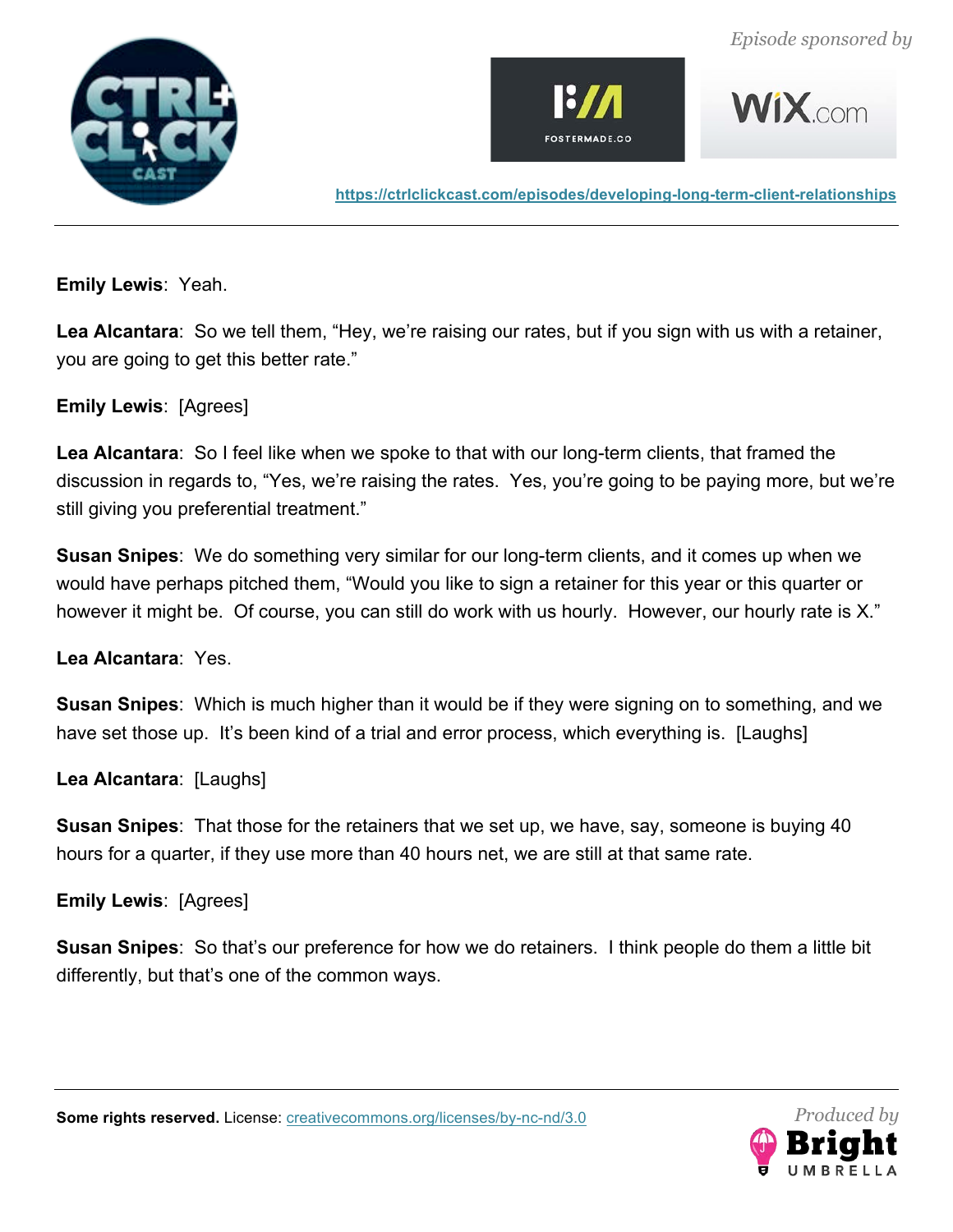**Emily Lewis**: Yeah.

**Lea Alcantara**: So we tell them, “Hey, we’re raising our rates, but if you sign with us with a retainer, you are going to get this better rate.”

**Emily Lewis**: [Agrees]

**Lea Alcantara**: So I feel like when we spoke to that with our long-term clients, that framed the discussion in regards to, “Yes, we’re raising the rates. Yes, you’re going to be paying more, but we’re still giving you preferential treatment.”

**Susan Snipes**: We do something very similar for our long-term clients, and it comes up when we would have perhaps pitched them, “Would you like to sign a retainer for this year or this quarter or however it might be. Of course, you can still do work with us hourly. However, our hourly rate is X.”

**Lea Alcantara**: Yes.

**Susan Snipes**: Which is much higher than it would be if they were signing on to something, and we have set those up. It’s been kind of a trial and error process, which everything is. [Laughs]

**Lea Alcantara**: [Laughs]

**Susan Snipes**: That those for the retainers that we set up, we have, say, someone is buying 40 hours for a quarter, if they use more than 40 hours net, we are still at that same rate.

**Emily Lewis**: [Agrees]

**Susan Snipes**: So that’s our preference for how we do retainers. I think people do them a little bit differently, but that’s one of the common ways.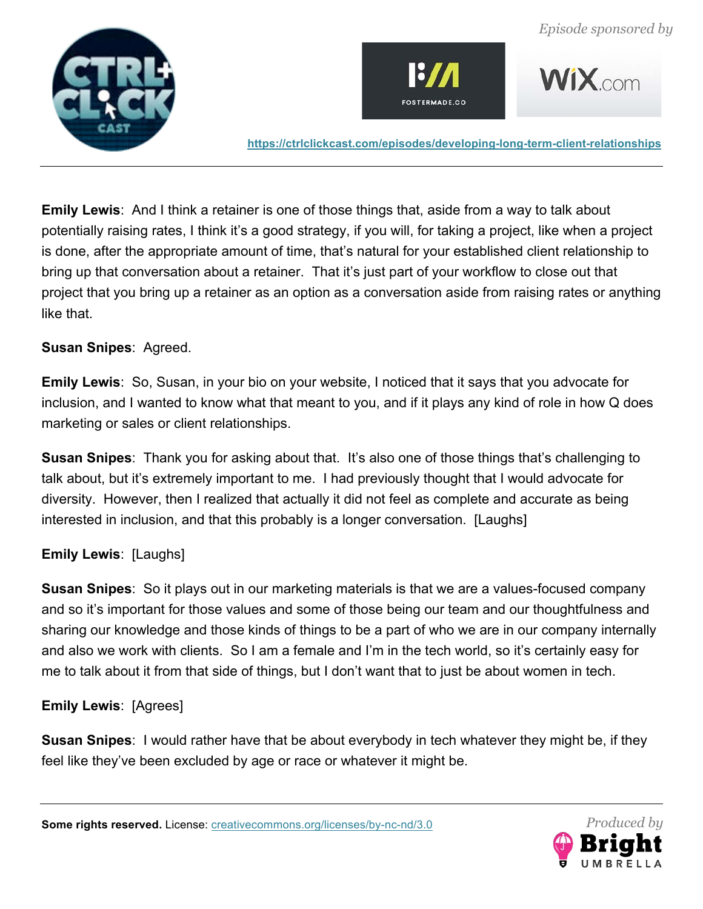**Emily Lewis**: And I think a retainer is one of those things that, aside from a way to talk about potentially raising rates, I think it's a good strategy, if you will, for taking a project, like when a project is done, after the appropriate amount of time, that's natural for your established client relationship to bring up that conversation about a retainer. That it's just part of your workflow to close out that project that you bring up a retainer as an option as a conversation aside from raising rates or anything like that.

**Susan Snipes**: Agreed.

**Emily Lewis**: So, Susan, in your bio on your website, I noticed that it says that you advocate for inclusion, and I wanted to know what that meant to you, and if it plays any kind of role in how Q does marketing or sales or client relationships.

**Susan Snipes**: Thank you for asking about that. It's also one of those things that's challenging to talk about, but it's extremely important to me. I had previously thought that I would advocate for diversity. However, then I realized that actually it did not feel as complete and accurate as being interested in inclusion, and that this probably is a longer conversation. [Laughs]

**Emily Lewis**: [Laughs]

**Susan Snipes**: So it plays out in our marketing materials is that we are a values-focused company and so it's important for those values and some of those being our team and our thoughtfulness and sharing our knowledge and those kinds of things to be a part of who we are in our company internally and also we work with clients. So I am a female and I'm in the tech world, so it's certainly easy for me to talk about it from that side of things, but I don't want that to just be about women in tech.

**Emily Lewis**: [Agrees]

**Susan Snipes**: I would rather have that be about everybody in tech whatever they might be, if they feel like they've been excluded by age or race or whatever it might be.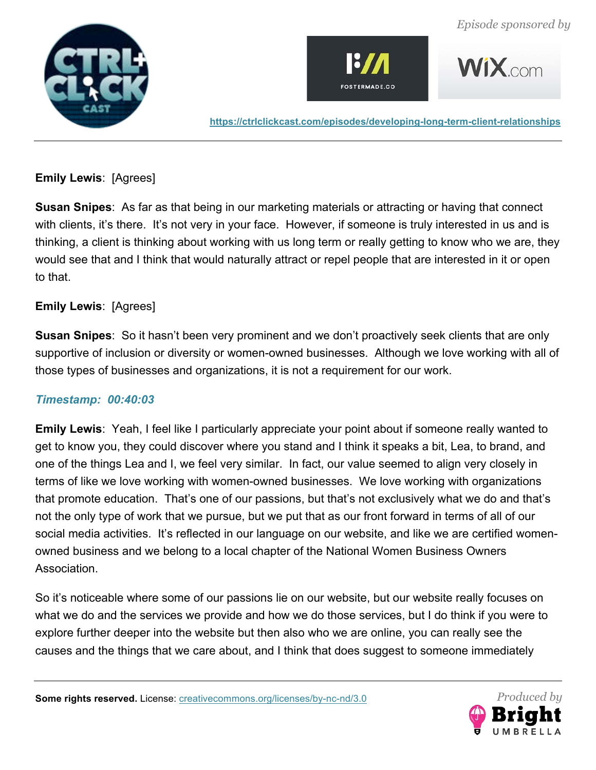**Emily Lewis**: [Agrees]

**Susan Snipes**: As far as that being in our marketing materials or attracting or having that connect with clients, it's there. It's not very in your face. However, if someone is truly interested in us and is thinking, a client is thinking about working with us long term or really getting to know who we are, they would see that and I think that would naturally attract or repel people that are interested in it or open to that.

**Emily Lewis**: [Agrees]

**Susan Snipes**: So it hasn't been very prominent and we don't proactively seek clients that are only supportive of inclusion or diversity or women-owned businesses. Although we love working with all of those types of businesses and organizations, it is not a requirement for our work.

***Timestamp: 00:40:03***

**Emily Lewis**: Yeah, I feel like I particularly appreciate your point about if someone really wanted to get to know you, they could discover where you stand and I think it speaks a bit, Lea, to brand, and one of the things Lea and I, we feel very similar. In fact, our value seemed to align very closely in terms of like we love working with women-owned businesses. We love working with organizations that promote education. That's one of our passions, but that's not exclusively what we do and that's not the only type of work that we pursue, but we put that as our front forward in terms of all of our social media activities. It's reflected in our language on our website, and like we are certified women-owned business and we belong to a local chapter of the National Women Business Owners Association.

So it's noticeable where some of our passions lie on our website, but our website really focuses on what we do and the services we provide and how we do those services, but I do think if you were to explore further deeper into the website but then also who we are online, you can really see the causes and the things that we care about, and I think that does suggest to someone immediately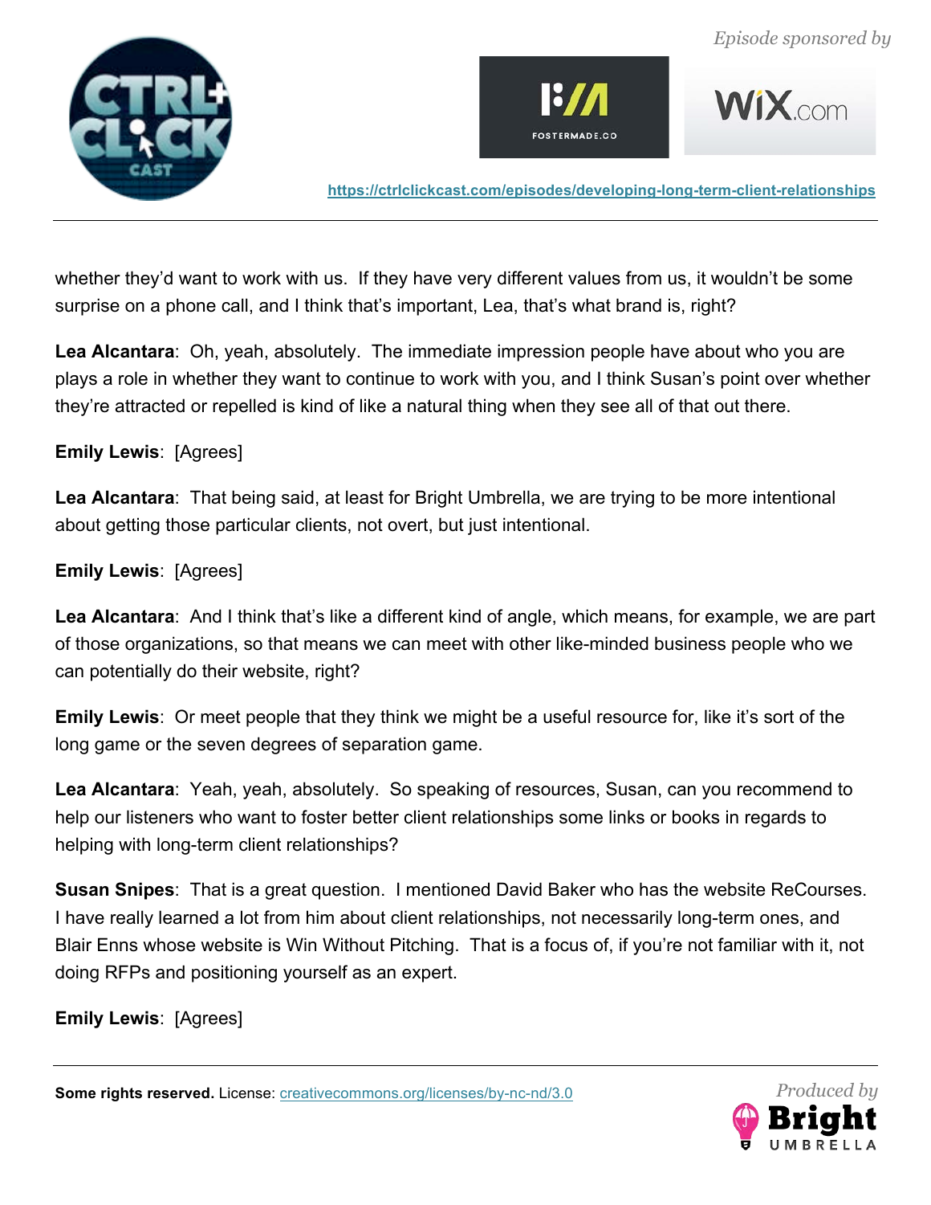whether they'd want to work with us. If they have very different values from us, it wouldn't be some surprise on a phone call, and I think that's important, Lea, that's what brand is, right?

**Lea Alcantara**: Oh, yeah, absolutely. The immediate impression people have about who you are plays a role in whether they want to continue to work with you, and I think Susan's point over whether they're attracted or repelled is kind of like a natural thing when they see all of that out there.

**Emily Lewis**: [Agrees]

**Lea Alcantara**: That being said, at least for Bright Umbrella, we are trying to be more intentional about getting those particular clients, not overt, but just intentional.

**Emily Lewis**: [Agrees]

**Lea Alcantara**: And I think that's like a different kind of angle, which means, for example, we are part of those organizations, so that means we can meet with other like-minded business people who we can potentially do their website, right?

**Emily Lewis**: Or meet people that they think we might be a useful resource for, like it's sort of the long game or the seven degrees of separation game.

**Lea Alcantara**: Yeah, yeah, absolutely. So speaking of resources, Susan, can you recommend to help our listeners who want to foster better client relationships some links or books in regards to helping with long-term client relationships?

**Susan Snipes**: That is a great question. I mentioned David Baker who has the website ReCourses. I have really learned a lot from him about client relationships, not necessarily long-term ones, and Blair Enns whose website is Win Without Pitching. That is a focus of, if you're not familiar with it, not doing RFPs and positioning yourself as an expert.

**Emily Lewis**: [Agrees]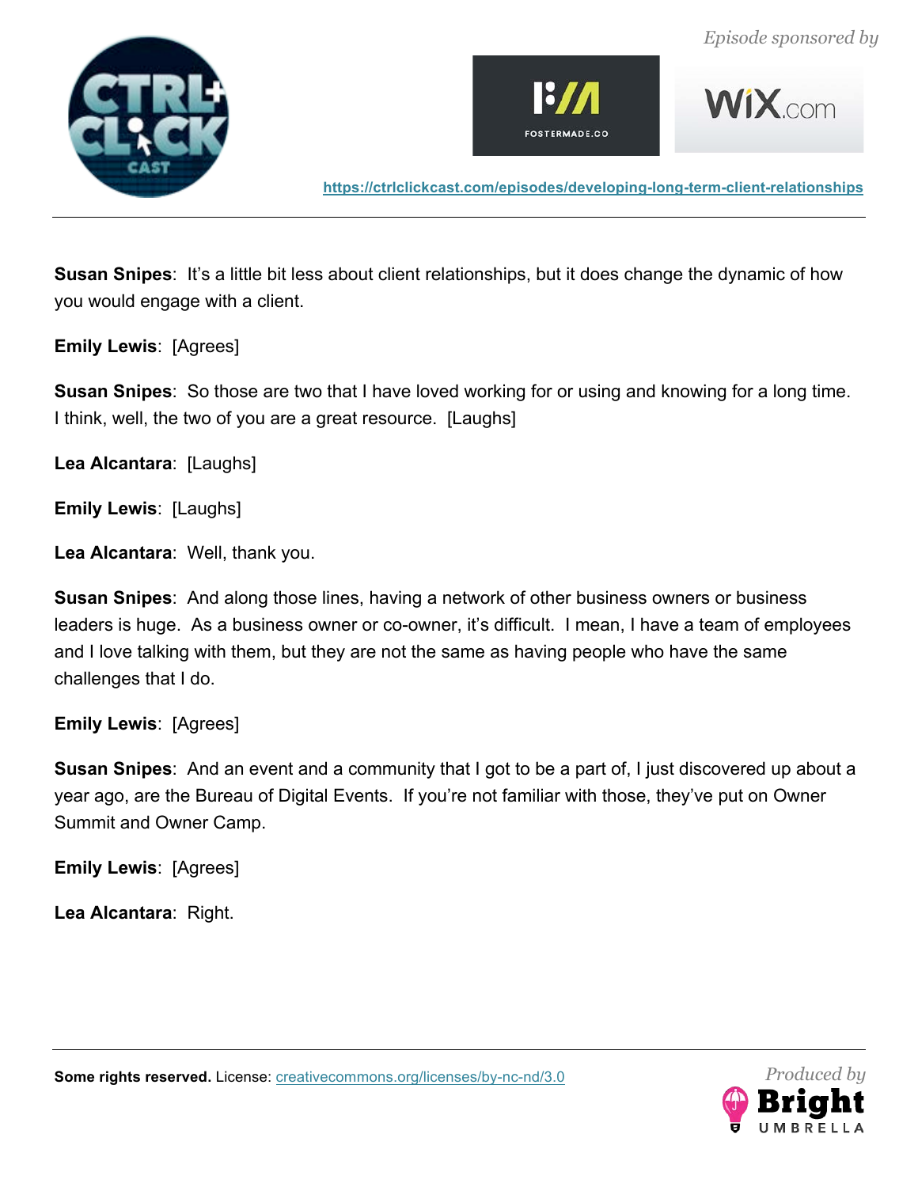**Susan Snipes**: It's a little bit less about client relationships, but it does change the dynamic of how you would engage with a client.

**Emily Lewis**: [Agrees]

**Susan Snipes**: So those are two that I have loved working for or using and knowing for a long time. I think, well, the two of you are a great resource. [Laughs]

**Lea Alcantara**: [Laughs]

**Emily Lewis**: [Laughs]

**Lea Alcantara**: Well, thank you.

**Susan Snipes**: And along those lines, having a network of other business owners or business leaders is huge. As a business owner or co-owner, it's difficult. I mean, I have a team of employees and I love talking with them, but they are not the same as having people who have the same challenges that I do.

**Emily Lewis**: [Agrees]

**Susan Snipes**: And an event and a community that I got to be a part of, I just discovered up about a year ago, are the Bureau of Digital Events. If you're not familiar with those, they've put on Owner Summit and Owner Camp.

**Emily Lewis**: [Agrees]

**Lea Alcantara**: Right.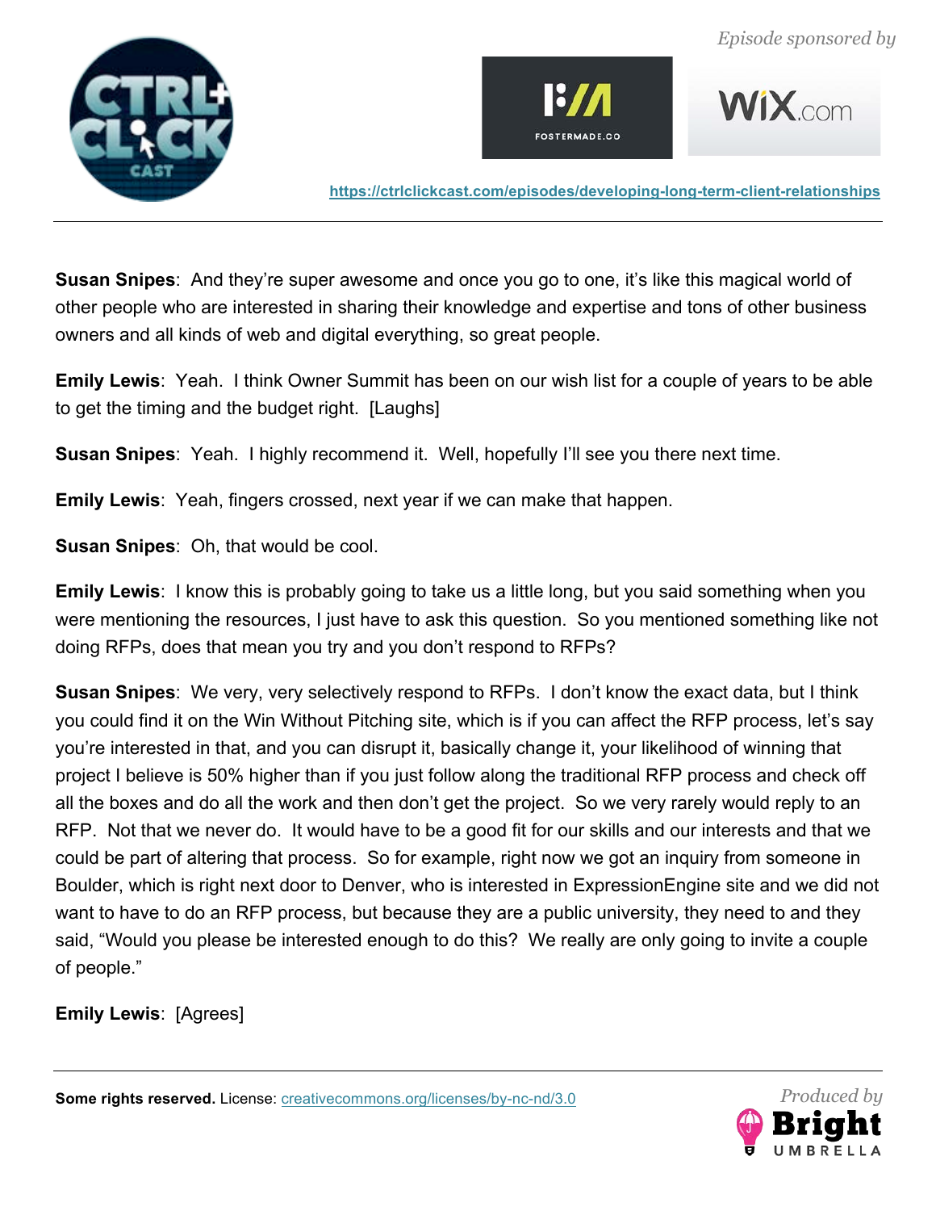**Susan Snipes**: And they're super awesome and once you go to one, it's like this magical world of other people who are interested in sharing their knowledge and expertise and tons of other business owners and all kinds of web and digital everything, so great people.

**Emily Lewis**: Yeah. I think Owner Summit has been on our wish list for a couple of years to be able to get the timing and the budget right. [Laughs]

**Susan Snipes**: Yeah. I highly recommend it. Well, hopefully I'll see you there next time.

**Emily Lewis**: Yeah, fingers crossed, next year if we can make that happen.

**Susan Snipes**: Oh, that would be cool.

**Emily Lewis**: I know this is probably going to take us a little long, but you said something when you were mentioning the resources, I just have to ask this question. So you mentioned something like not doing RFPs, does that mean you try and you don't respond to RFPs?

**Susan Snipes**: We very, very selectively respond to RFPs. I don't know the exact data, but I think you could find it on the Win Without Pitching site, which is if you can affect the RFP process, let's say you're interested in that, and you can disrupt it, basically change it, your likelihood of winning that project I believe is 50% higher than if you just follow along the traditional RFP process and check off all the boxes and do all the work and then don't get the project. So we very rarely would reply to an RFP. Not that we never do. It would have to be a good fit for our skills and our interests and that we could be part of altering that process. So for example, right now we got an inquiry from someone in Boulder, which is right next door to Denver, who is interested in ExpressionEngine site and we did not want to have to do an RFP process, but because they are a public university, they need to and they said, "Would you please be interested enough to do this? We really are only going to invite a couple of people."

**Emily Lewis**: [Agrees]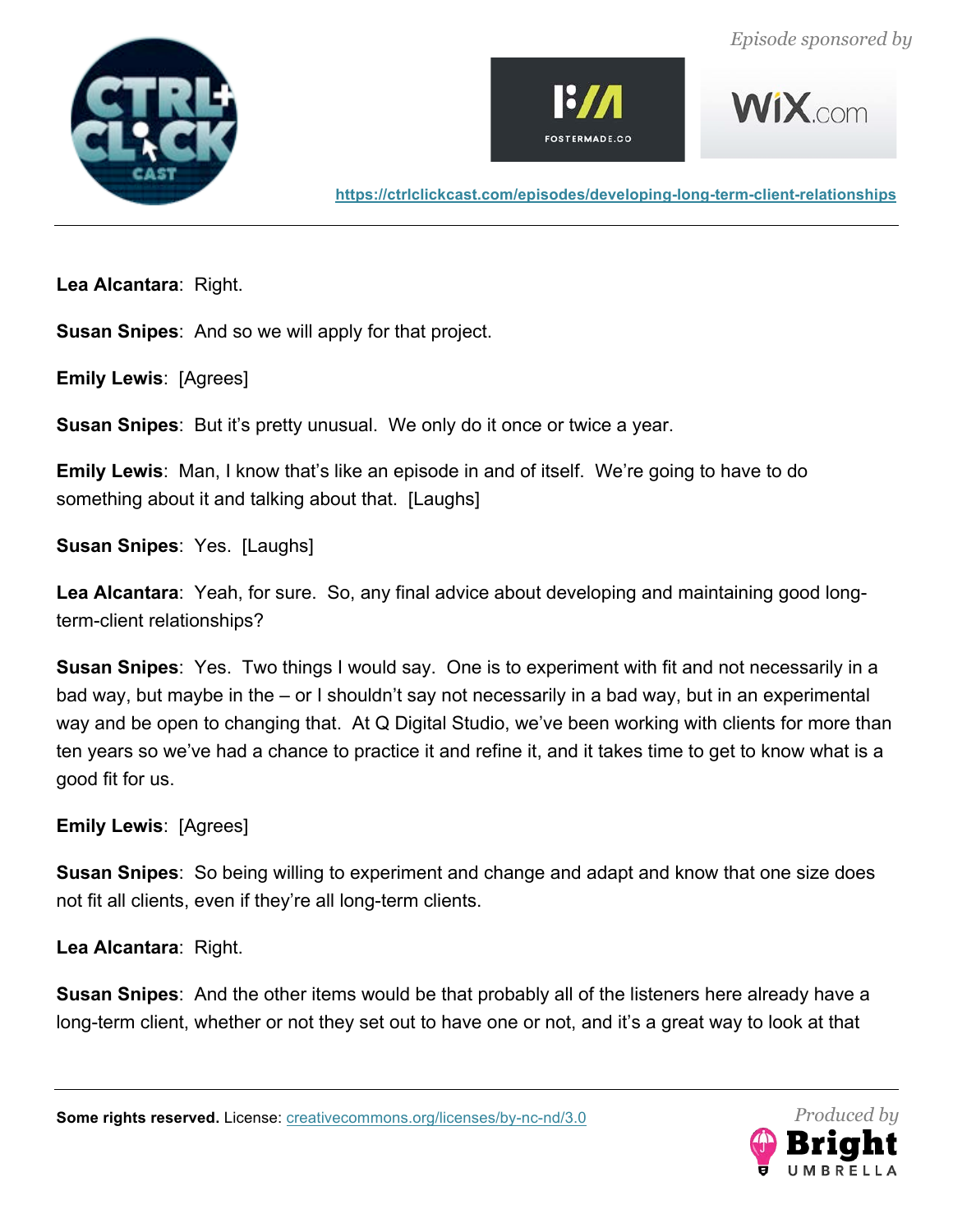**Lea Alcantara**: Right.

**Susan Snipes**: And so we will apply for that project.

**Emily Lewis**: [Agrees]

**Susan Snipes**: But it's pretty unusual. We only do it once or twice a year.

**Emily Lewis**: Man, I know that's like an episode in and of itself. We're going to have to do something about it and talking about that. [Laughs]

**Susan Snipes**: Yes. [Laughs]

**Lea Alcantara**: Yeah, for sure. So, any final advice about developing and maintaining good long-term-client relationships?

**Susan Snipes**: Yes. Two things I would say. One is to experiment with fit and not necessarily in a bad way, but maybe in the – or I shouldn't say not necessarily in a bad way, but in an experimental way and be open to changing that. At Q Digital Studio, we've been working with clients for more than ten years so we've had a chance to practice it and refine it, and it takes time to get to know what is a good fit for us.

**Emily Lewis**: [Agrees]

**Susan Snipes**: So being willing to experiment and change and adapt and know that one size does not fit all clients, even if they're all long-term clients.

**Lea Alcantara**: Right.

**Susan Snipes**: And the other items would be that probably all of the listeners here already have a long-term client, whether or not they set out to have one or not, and it's a great way to look at that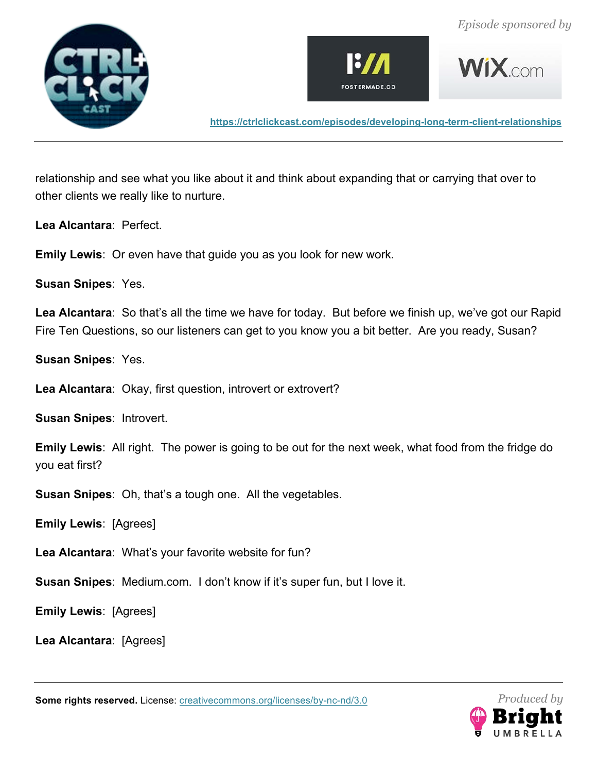relationship and see what you like about it and think about expanding that or carrying that over to other clients we really like to nurture.

**Lea Alcantara**: Perfect.

**Emily Lewis**: Or even have that guide you as you look for new work.

**Susan Snipes**: Yes.

**Lea Alcantara**: So that's all the time we have for today. But before we finish up, we've got our Rapid Fire Ten Questions, so our listeners can get to you know you a bit better. Are you ready, Susan?

**Susan Snipes**: Yes.

**Lea Alcantara**: Okay, first question, introvert or extrovert?

**Susan Snipes**: Introvert.

**Emily Lewis**: All right. The power is going to be out for the next week, what food from the fridge do you eat first?

**Susan Snipes**: Oh, that's a tough one. All the vegetables.

**Emily Lewis**: [Agrees]

**Lea Alcantara**: What's your favorite website for fun?

**Susan Snipes**: Medium.com. I don't know if it's super fun, but I love it.

**Emily Lewis**: [Agrees]

**Lea Alcantara**: [Agrees]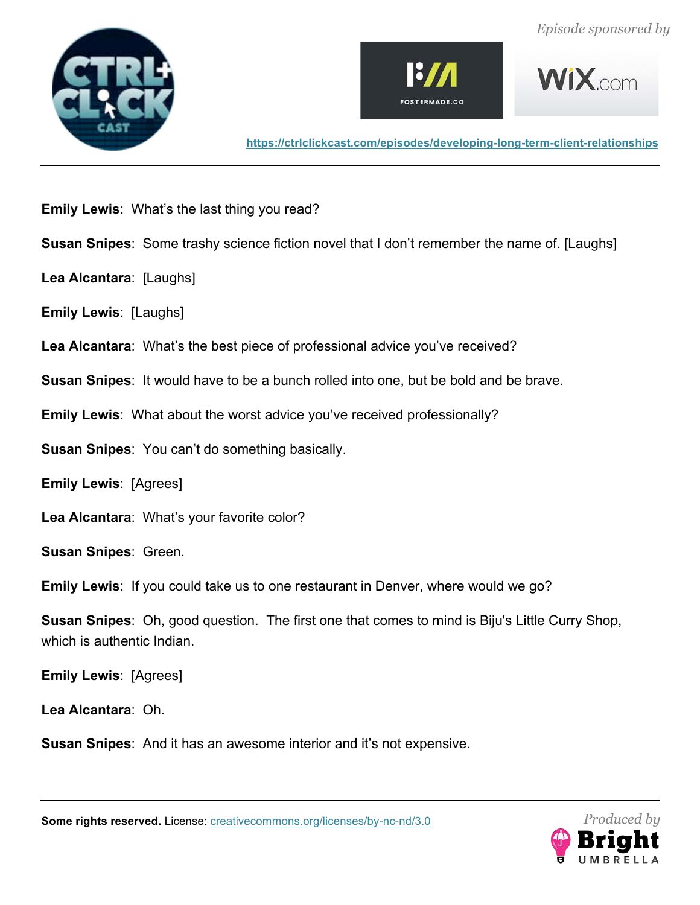**Emily Lewis**: What's the last thing you read?

**Susan Snipes**: Some trashy science fiction novel that I don't remember the name of. [Laughs]

**Lea Alcantara**: [Laughs]

**Emily Lewis**: [Laughs]

**Lea Alcantara**: What's the best piece of professional advice you've received?

**Susan Snipes**: It would have to be a bunch rolled into one, but be bold and be brave.

**Emily Lewis**: What about the worst advice you've received professionally?

**Susan Snipes**: You can't do something basically.

**Emily Lewis**: [Agrees]

**Lea Alcantara**: What's your favorite color?

**Susan Snipes**: Green.

**Emily Lewis**: If you could take us to one restaurant in Denver, where would we go?

**Susan Snipes**: Oh, good question. The first one that comes to mind is Biju's Little Curry Shop, which is authentic Indian.

**Emily Lewis**: [Agrees]

**Lea Alcantara**: Oh.

**Susan Snipes**: And it has an awesome interior and it's not expensive.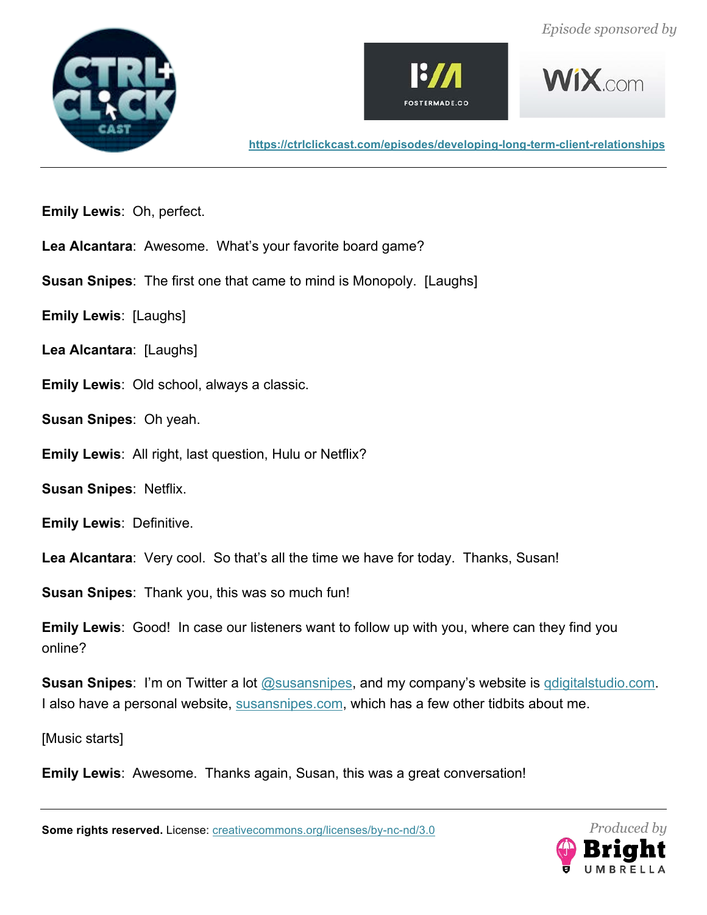**Emily Lewis**: Oh, perfect.

**Lea Alcantara**: Awesome. What's your favorite board game?

**Susan Snipes**: The first one that came to mind is Monopoly. [Laughs]

**Emily Lewis**: [Laughs]

**Lea Alcantara**: [Laughs]

**Emily Lewis**: Old school, always a classic.

**Susan Snipes**: Oh yeah.

**Emily Lewis**: All right, last question, Hulu or Netflix?

**Susan Snipes**: Netflix.

**Emily Lewis**: Definitive.

**Lea Alcantara**: Very cool. So that's all the time we have for today. Thanks, Susan!

**Susan Snipes**: Thank you, this was so much fun!

**Emily Lewis**: Good! In case our listeners want to follow up with you, where can they find you online?

**Susan Snipes**: I'm on Twitter a lot @susansnipes, and my company's website is qdigitalstudio.com. I also have a personal website, susansnipes.com, which has a few other tidbits about me.

[Music starts]

**Emily Lewis**: Awesome. Thanks again, Susan, this was a great conversation!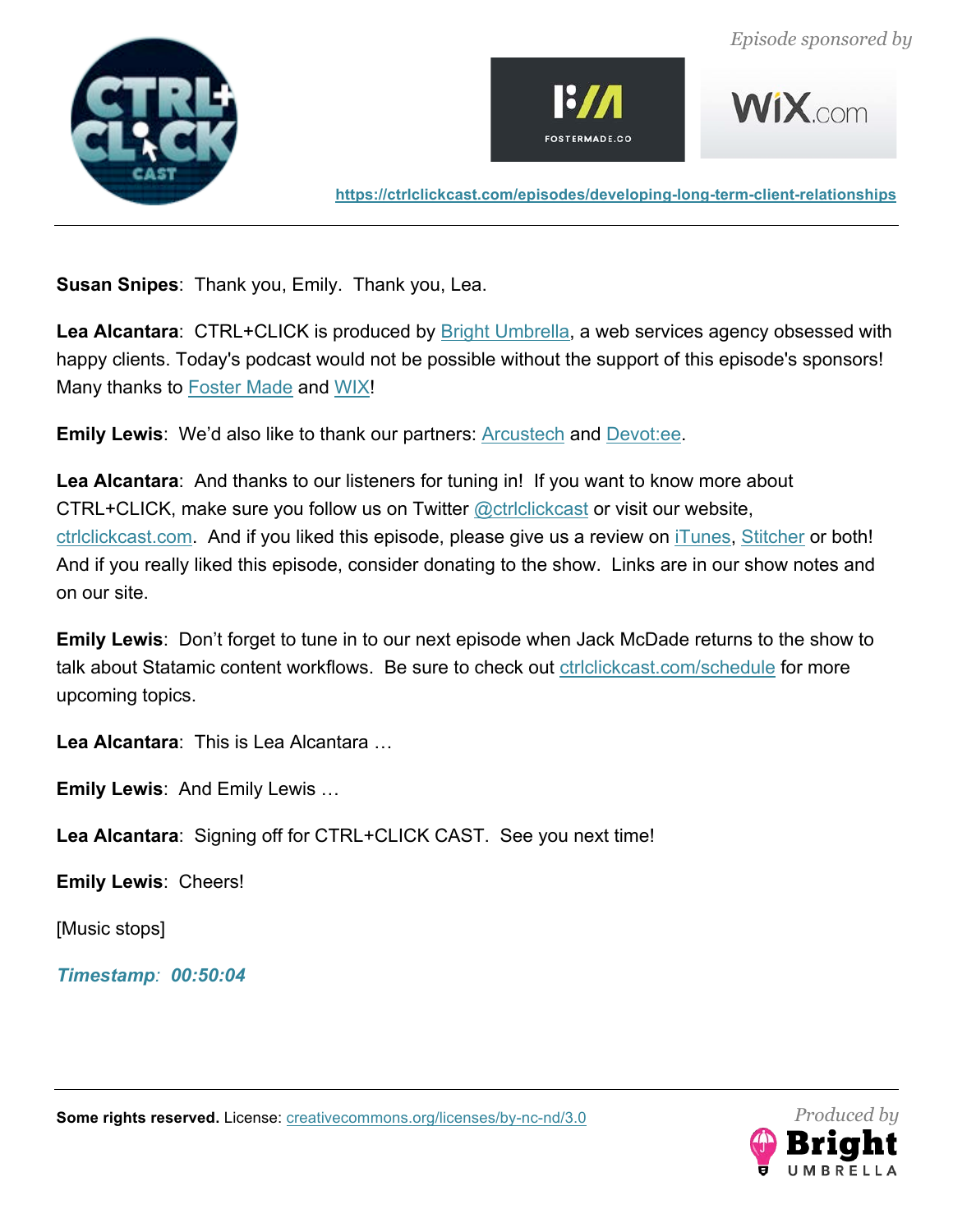**Susan Snipes**: Thank you, Emily. Thank you, Lea.

**Lea Alcantara**: CTRL+CLICK is produced by Bright Umbrella, a web services agency obsessed with happy clients. Today's podcast would not be possible without the support of this episode's sponsors! Many thanks to Foster Made and WIX!

**Emily Lewis**: We'd also like to thank our partners: Arcustech and Devot:ee.

**Lea Alcantara**: And thanks to our listeners for tuning in! If you want to know more about CTRL+CLICK, make sure you follow us on Twitter @ctrlclickcast or visit our website, ctrlclickcast.com. And if you liked this episode, please give us a review on iTunes, Stitcher or both! And if you really liked this episode, consider donating to the show. Links are in our show notes and on our site.

**Emily Lewis**: Don't forget to tune in to our next episode when Jack McDade returns to the show to talk about Statamic content workflows. Be sure to check out ctrlclickcast.com/schedule for more upcoming topics.

**Lea Alcantara**: This is Lea Alcantara …

**Emily Lewis**: And Emily Lewis …

**Lea Alcantara**: Signing off for CTRL+CLICK CAST. See you next time!

**Emily Lewis**: Cheers!

[Music stops]

***Timestamp**: 00:50:04*